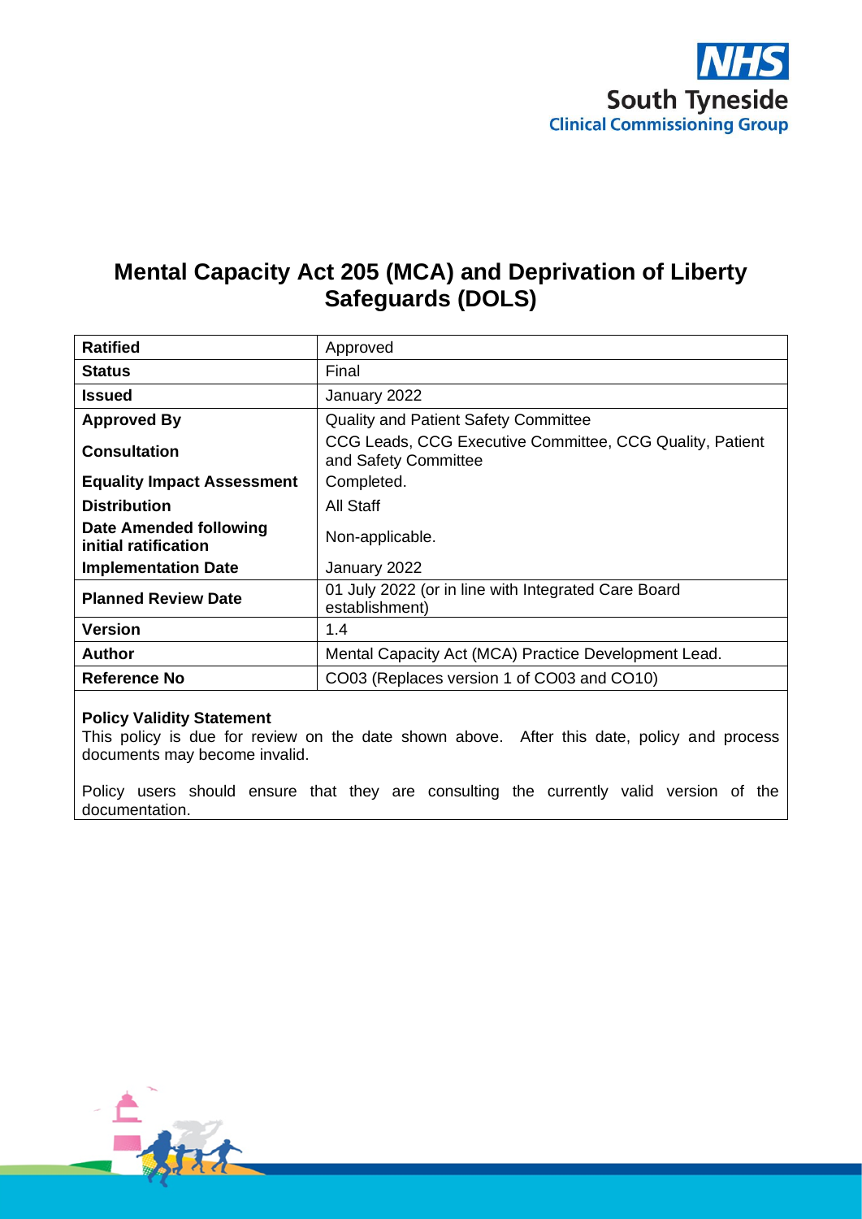NHS
South Tyneside
Clinical Commissioning Group

# Mental Capacity Act 205 (MCA) and Deprivation of Liberty Safeguards (DOLS)

| | |
|---|---|
| **Ratified** | Approved |
| **Status** | Final |
| **Issued** | January 2022 |
| **Approved By** | Quality and Patient Safety Committee |
| **Consultation** | CCG Leads, CCG Executive Committee, CCG Quality, Patient and Safety Committee |
| **Equality Impact Assessment** | Completed. |
| **Distribution** | All Staff |
| **Date Amended following initial ratification** | Non-applicable. |
| **Implementation Date** | January 2022 |
| **Planned Review Date** | 01 July 2022 (or in line with Integrated Care Board establishment) |
| **Version** | 1.4 |
| **Author** | Mental Capacity Act (MCA) Practice Development Lead. |
| **Reference No** | CO03 (Replaces version 1 of CO03 and CO10) |

**Policy Validity Statement**
This policy is due for review on the date shown above. After this date, policy and process documents may become invalid.

Policy users should ensure that they are consulting the currently valid version of the documentation.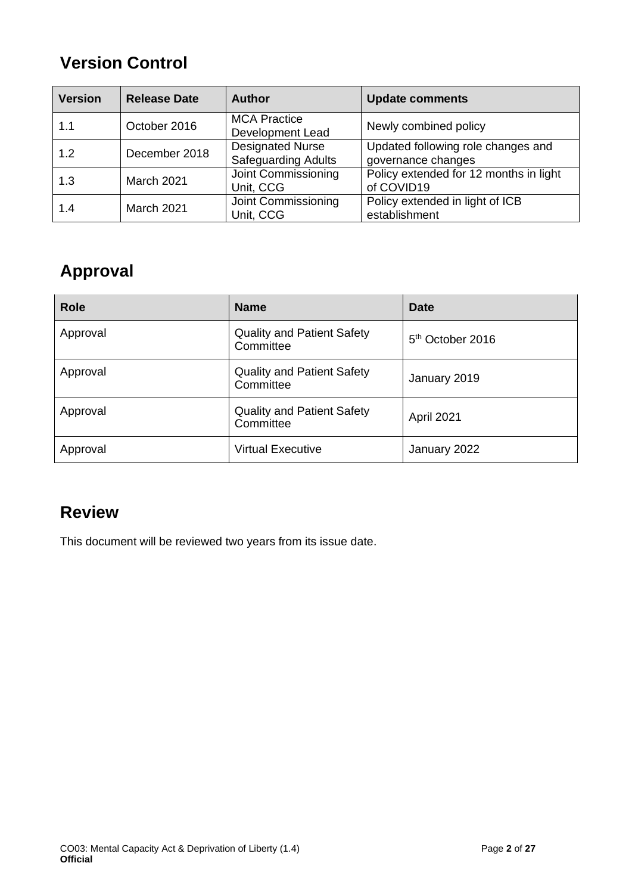## Version Control

| Version | Release Date | Author | Update comments |
|---|---|---|---|
| 1.1 | October 2016 | MCA Practice Development Lead | Newly combined policy |
| 1.2 | December 2018 | Designated Nurse Safeguarding Adults | Updated following role changes and governance changes |
| 1.3 | March 2021 | Joint Commissioning Unit, CCG | Policy extended for 12 months in light of COVID19 |
| 1.4 | March 2021 | Joint Commissioning Unit, CCG | Policy extended in light of ICB establishment |

## Approval

| Role | Name | Date |
|---|---|---|
| Approval | Quality and Patient Safety Committee | 5th October 2016 |
| Approval | Quality and Patient Safety Committee | January 2019 |
| Approval | Quality and Patient Safety Committee | April 2021 |
| Approval | Virtual Executive | January 2022 |

## Review

This document will be reviewed two years from its issue date.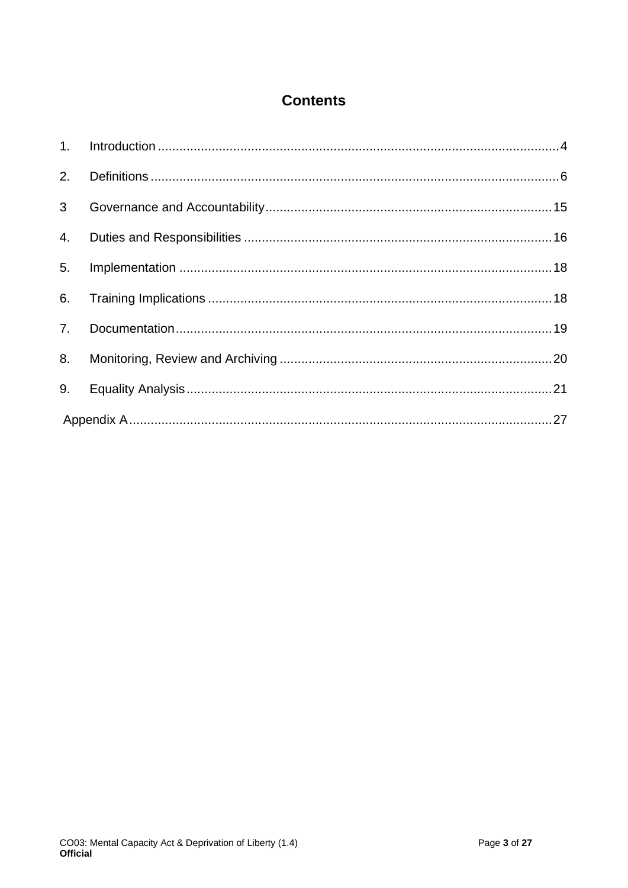# Contents

| | | |
|---|---|---|
| 1. | Introduction | 4 |
| 2. | Definitions | 6 |
| 3 | Governance and Accountability | 15 |
| 4. | Duties and Responsibilities | 16 |
| 5. | Implementation | 18 |
| 6. | Training Implications | 18 |
| 7. | Documentation | 19 |
| 8. | Monitoring, Review and Archiving | 20 |
| 9. | Equality Analysis | 21 |
| | Appendix A | 27 |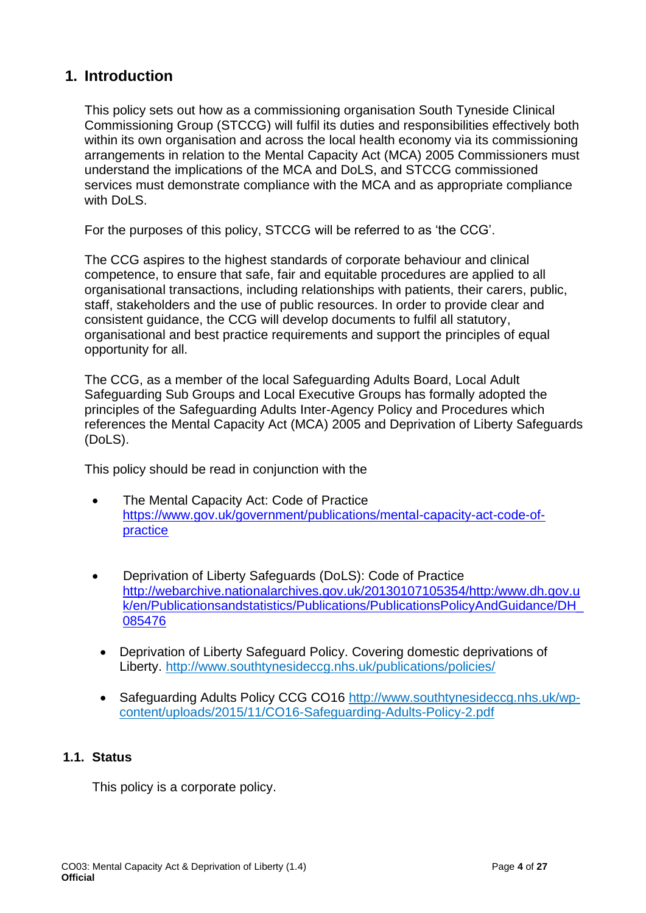# 1. Introduction

This policy sets out how as a commissioning organisation South Tyneside Clinical Commissioning Group (STCCG) will fulfil its duties and responsibilities effectively both within its own organisation and across the local health economy via its commissioning arrangements in relation to the Mental Capacity Act (MCA) 2005 Commissioners must understand the implications of the MCA and DoLS, and STCCG commissioned services must demonstrate compliance with the MCA and as appropriate compliance with DoLS.

For the purposes of this policy, STCCG will be referred to as 'the CCG'.

The CCG aspires to the highest standards of corporate behaviour and clinical competence, to ensure that safe, fair and equitable procedures are applied to all organisational transactions, including relationships with patients, their carers, public, staff, stakeholders and the use of public resources. In order to provide clear and consistent guidance, the CCG will develop documents to fulfil all statutory, organisational and best practice requirements and support the principles of equal opportunity for all.

The CCG, as a member of the local Safeguarding Adults Board, Local Adult Safeguarding Sub Groups and Local Executive Groups has formally adopted the principles of the Safeguarding Adults Inter-Agency Policy and Procedures which references the Mental Capacity Act (MCA) 2005 and Deprivation of Liberty Safeguards (DoLS).

This policy should be read in conjunction with the

- The Mental Capacity Act: Code of Practice https://www.gov.uk/government/publications/mental-capacity-act-code-of-practice
- Deprivation of Liberty Safeguards (DoLS): Code of Practice http://webarchive.nationalarchives.gov.uk/20130107105354/http:/www.dh.gov.uk/en/Publicationsandstatistics/Publications/PublicationsPolicyAndGuidance/DH_085476
- Deprivation of Liberty Safeguard Policy. Covering domestic deprivations of Liberty. http://www.southtynesideccg.nhs.uk/publications/policies/
- Safeguarding Adults Policy CCG CO16 http://www.southtynesideccg.nhs.uk/wp-content/uploads/2015/11/CO16-Safeguarding-Adults-Policy-2.pdf

## 1.1. Status

This policy is a corporate policy.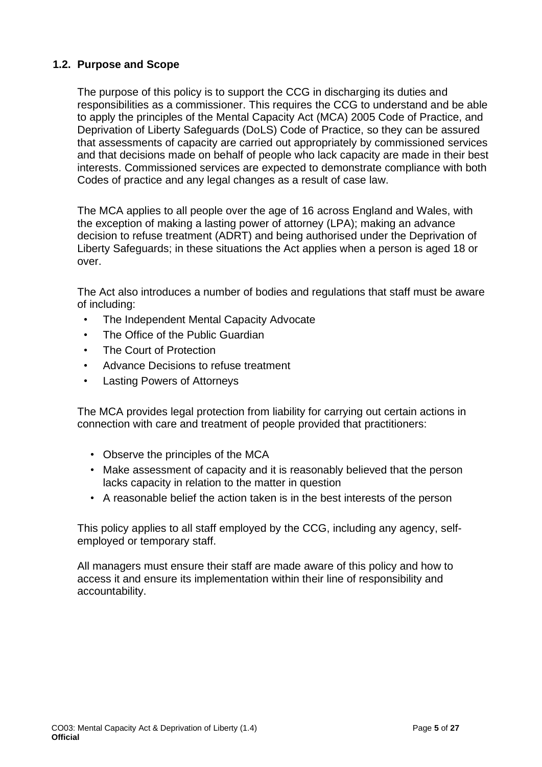## 1.2. Purpose and Scope

The purpose of this policy is to support the CCG in discharging its duties and responsibilities as a commissioner. This requires the CCG to understand and be able to apply the principles of the Mental Capacity Act (MCA) 2005 Code of Practice, and Deprivation of Liberty Safeguards (DoLS) Code of Practice, so they can be assured that assessments of capacity are carried out appropriately by commissioned services and that decisions made on behalf of people who lack capacity are made in their best interests. Commissioned services are expected to demonstrate compliance with both Codes of practice and any legal changes as a result of case law.

The MCA applies to all people over the age of 16 across England and Wales, with the exception of making a lasting power of attorney (LPA); making an advance decision to refuse treatment (ADRT) and being authorised under the Deprivation of Liberty Safeguards; in these situations the Act applies when a person is aged 18 or over.

The Act also introduces a number of bodies and regulations that staff must be aware of including:

- The Independent Mental Capacity Advocate
- The Office of the Public Guardian
- The Court of Protection
- Advance Decisions to refuse treatment
- Lasting Powers of Attorneys

The MCA provides legal protection from liability for carrying out certain actions in connection with care and treatment of people provided that practitioners:

- Observe the principles of the MCA
- Make assessment of capacity and it is reasonably believed that the person lacks capacity in relation to the matter in question
- A reasonable belief the action taken is in the best interests of the person

This policy applies to all staff employed by the CCG, including any agency, self-employed or temporary staff.

All managers must ensure their staff are made aware of this policy and how to access it and ensure its implementation within their line of responsibility and accountability.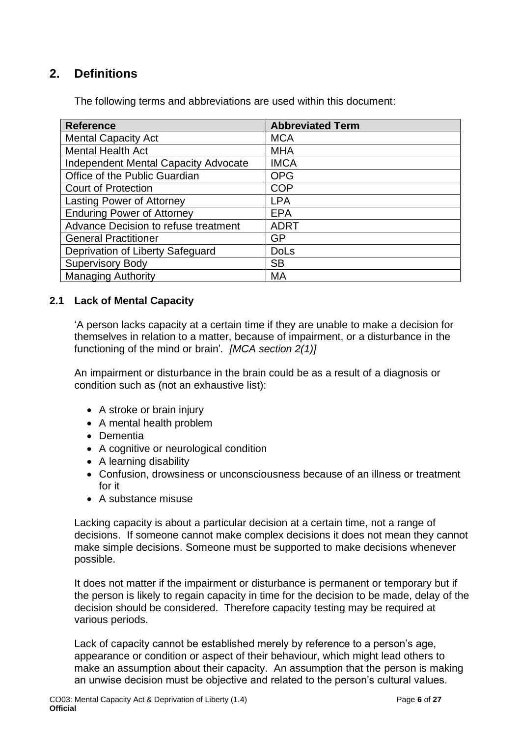## 2. Definitions

The following terms and abbreviations are used within this document:

| Reference | Abbreviated Term |
|---|---|
| Mental Capacity Act | MCA |
| Mental Health Act | MHA |
| Independent Mental Capacity Advocate | IMCA |
| Office of the Public Guardian | OPG |
| Court of Protection | COP |
| Lasting Power of Attorney | LPA |
| Enduring Power of Attorney | EPA |
| Advance Decision to refuse treatment | ADRT |
| General Practitioner | GP |
| Deprivation of Liberty Safeguard | DoLs |
| Supervisory Body | SB |
| Managing Authority | MA |

### 2.1 Lack of Mental Capacity

'A person lacks capacity at a certain time if they are unable to make a decision for themselves in relation to a matter, because of impairment, or a disturbance in the functioning of the mind or brain'. *[MCA section 2(1)]*

An impairment or disturbance in the brain could be as a result of a diagnosis or condition such as (not an exhaustive list):

- A stroke or brain injury
- A mental health problem
- Dementia
- A cognitive or neurological condition
- A learning disability
- Confusion, drowsiness or unconsciousness because of an illness or treatment for it
- A substance misuse

Lacking capacity is about a particular decision at a certain time, not a range of decisions. If someone cannot make complex decisions it does not mean they cannot make simple decisions. Someone must be supported to make decisions whenever possible.

It does not matter if the impairment or disturbance is permanent or temporary but if the person is likely to regain capacity in time for the decision to be made, delay of the decision should be considered. Therefore capacity testing may be required at various periods.

Lack of capacity cannot be established merely by reference to a person's age, appearance or condition or aspect of their behaviour, which might lead others to make an assumption about their capacity. An assumption that the person is making an unwise decision must be objective and related to the person's cultural values.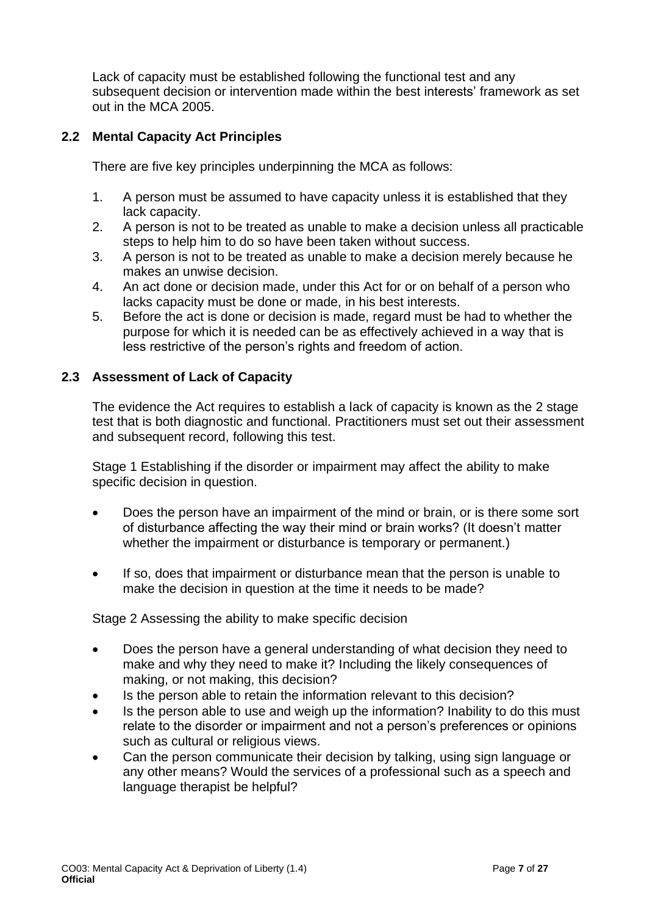Lack of capacity must be established following the functional test and any subsequent decision or intervention made within the best interests' framework as set out in the MCA 2005.

## 2.2 Mental Capacity Act Principles

There are five key principles underpinning the MCA as follows:

1. A person must be assumed to have capacity unless it is established that they lack capacity.
2. A person is not to be treated as unable to make a decision unless all practicable steps to help him to do so have been taken without success.
3. A person is not to be treated as unable to make a decision merely because he makes an unwise decision.
4. An act done or decision made, under this Act for or on behalf of a person who lacks capacity must be done or made, in his best interests.
5. Before the act is done or decision is made, regard must be had to whether the purpose for which it is needed can be as effectively achieved in a way that is less restrictive of the person's rights and freedom of action.

## 2.3 Assessment of Lack of Capacity

The evidence the Act requires to establish a lack of capacity is known as the 2 stage test that is both diagnostic and functional. Practitioners must set out their assessment and subsequent record, following this test.

Stage 1 Establishing if the disorder or impairment may affect the ability to make specific decision in question.

- Does the person have an impairment of the mind or brain, or is there some sort of disturbance affecting the way their mind or brain works? (It doesn't matter whether the impairment or disturbance is temporary or permanent.)
- If so, does that impairment or disturbance mean that the person is unable to make the decision in question at the time it needs to be made?

Stage 2 Assessing the ability to make specific decision

- Does the person have a general understanding of what decision they need to make and why they need to make it? Including the likely consequences of making, or not making, this decision?
- Is the person able to retain the information relevant to this decision?
- Is the person able to use and weigh up the information? Inability to do this must relate to the disorder or impairment and not a person's preferences or opinions such as cultural or religious views.
- Can the person communicate their decision by talking, using sign language or any other means? Would the services of a professional such as a speech and language therapist be helpful?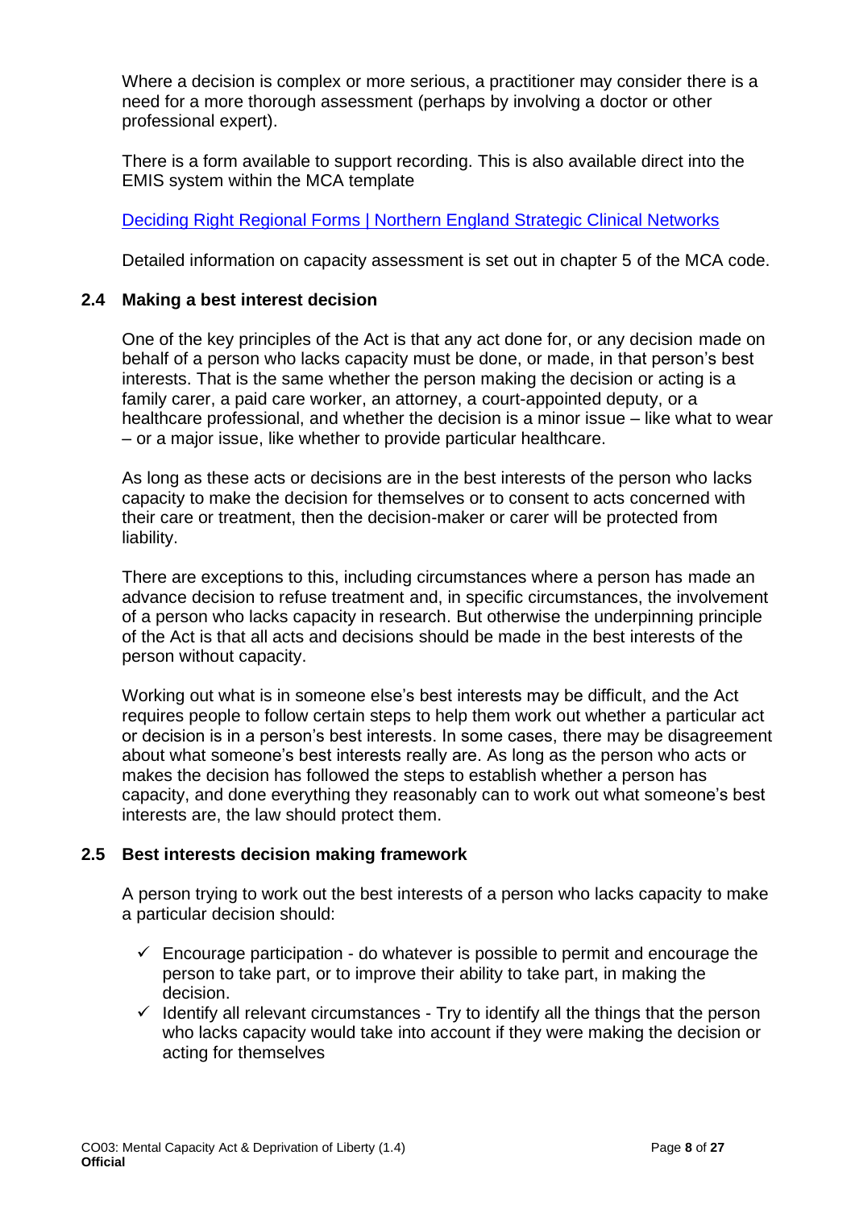Where a decision is complex or more serious, a practitioner may consider there is a need for a more thorough assessment (perhaps by involving a doctor or other professional expert).

There is a form available to support recording. This is also available direct into the EMIS system within the MCA template

Deciding Right Regional Forms | Northern England Strategic Clinical Networks

Detailed information on capacity assessment is set out in chapter 5 of the MCA code.

### 2.4 Making a best interest decision

One of the key principles of the Act is that any act done for, or any decision made on behalf of a person who lacks capacity must be done, or made, in that person's best interests. That is the same whether the person making the decision or acting is a family carer, a paid care worker, an attorney, a court-appointed deputy, or a healthcare professional, and whether the decision is a minor issue – like what to wear – or a major issue, like whether to provide particular healthcare.

As long as these acts or decisions are in the best interests of the person who lacks capacity to make the decision for themselves or to consent to acts concerned with their care or treatment, then the decision-maker or carer will be protected from liability.

There are exceptions to this, including circumstances where a person has made an advance decision to refuse treatment and, in specific circumstances, the involvement of a person who lacks capacity in research. But otherwise the underpinning principle of the Act is that all acts and decisions should be made in the best interests of the person without capacity.

Working out what is in someone else's best interests may be difficult, and the Act requires people to follow certain steps to help them work out whether a particular act or decision is in a person's best interests. In some cases, there may be disagreement about what someone's best interests really are. As long as the person who acts or makes the decision has followed the steps to establish whether a person has capacity, and done everything they reasonably can to work out what someone's best interests are, the law should protect them.

### 2.5 Best interests decision making framework

A person trying to work out the best interests of a person who lacks capacity to make a particular decision should:

- ✓ Encourage participation - do whatever is possible to permit and encourage the person to take part, or to improve their ability to take part, in making the decision.
- ✓ Identify all relevant circumstances - Try to identify all the things that the person who lacks capacity would take into account if they were making the decision or acting for themselves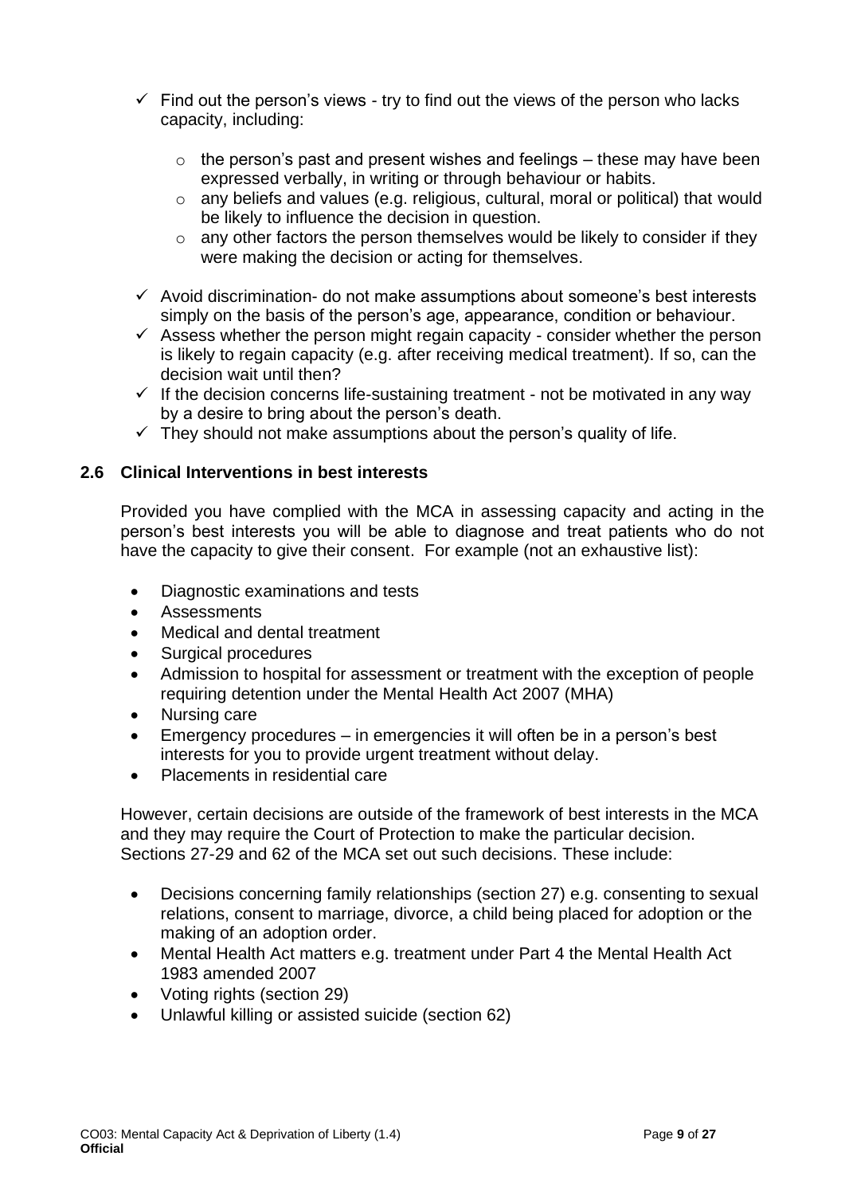- ✓ Find out the person's views - try to find out the views of the person who lacks capacity, including:
  - the person's past and present wishes and feelings – these may have been expressed verbally, in writing or through behaviour or habits.
  - any beliefs and values (e.g. religious, cultural, moral or political) that would be likely to influence the decision in question.
  - any other factors the person themselves would be likely to consider if they were making the decision or acting for themselves.
- ✓ Avoid discrimination- do not make assumptions about someone's best interests simply on the basis of the person's age, appearance, condition or behaviour.
- ✓ Assess whether the person might regain capacity - consider whether the person is likely to regain capacity (e.g. after receiving medical treatment). If so, can the decision wait until then?
- ✓ If the decision concerns life-sustaining treatment - not be motivated in any way by a desire to bring about the person's death.
- ✓ They should not make assumptions about the person's quality of life.

### 2.6 Clinical Interventions in best interests

Provided you have complied with the MCA in assessing capacity and acting in the person's best interests you will be able to diagnose and treat patients who do not have the capacity to give their consent. For example (not an exhaustive list):

- Diagnostic examinations and tests
- Assessments
- Medical and dental treatment
- Surgical procedures
- Admission to hospital for assessment or treatment with the exception of people requiring detention under the Mental Health Act 2007 (MHA)
- Nursing care
- Emergency procedures – in emergencies it will often be in a person's best interests for you to provide urgent treatment without delay.
- Placements in residential care

However, certain decisions are outside of the framework of best interests in the MCA and they may require the Court of Protection to make the particular decision. Sections 27-29 and 62 of the MCA set out such decisions. These include:

- Decisions concerning family relationships (section 27) e.g. consenting to sexual relations, consent to marriage, divorce, a child being placed for adoption or the making of an adoption order.
- Mental Health Act matters e.g. treatment under Part 4 the Mental Health Act 1983 amended 2007
- Voting rights (section 29)
- Unlawful killing or assisted suicide (section 62)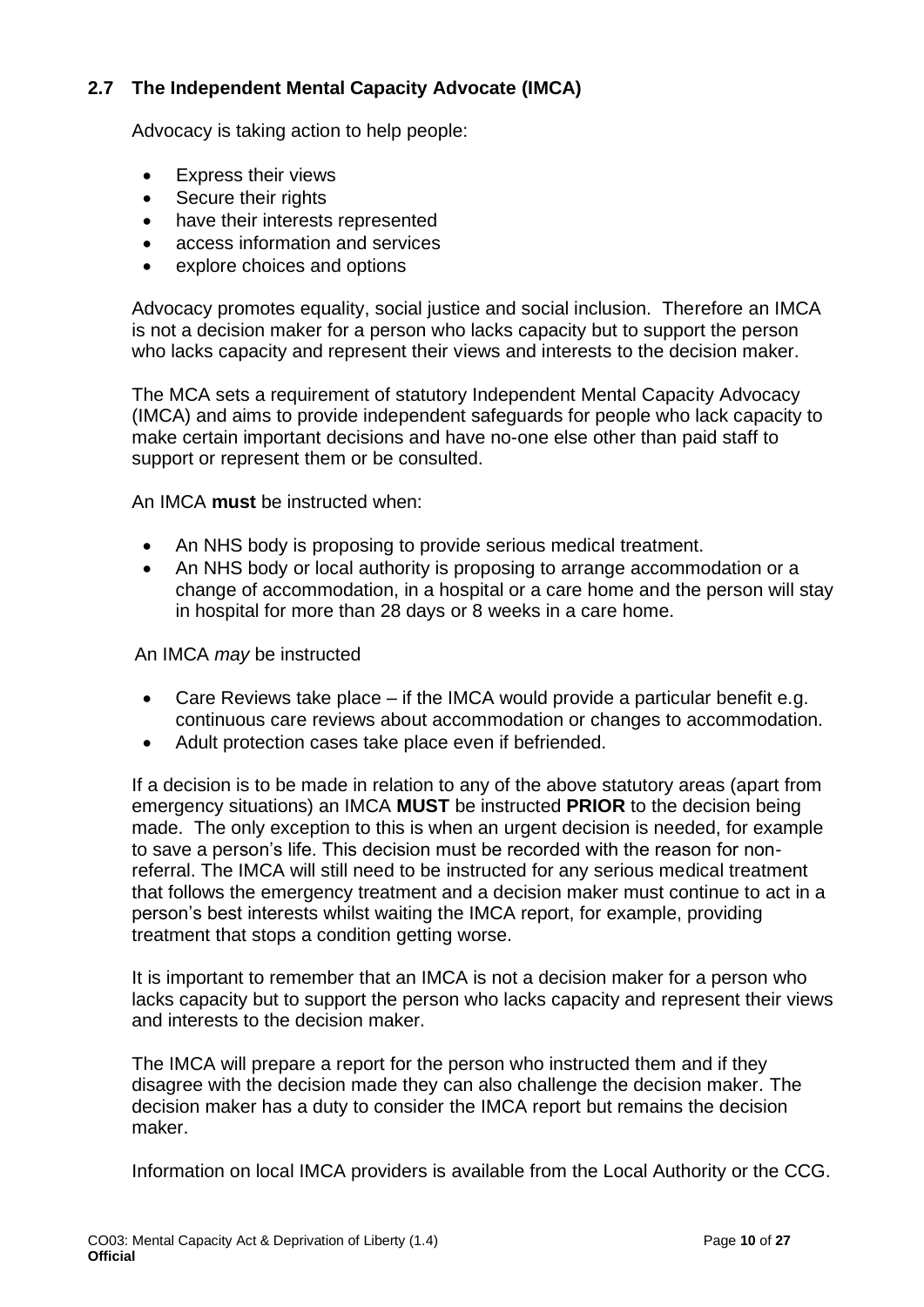## 2.7 The Independent Mental Capacity Advocate (IMCA)

Advocacy is taking action to help people:

- Express their views
- Secure their rights
- have their interests represented
- access information and services
- explore choices and options

Advocacy promotes equality, social justice and social inclusion. Therefore an IMCA is not a decision maker for a person who lacks capacity but to support the person who lacks capacity and represent their views and interests to the decision maker.

The MCA sets a requirement of statutory Independent Mental Capacity Advocacy (IMCA) and aims to provide independent safeguards for people who lack capacity to make certain important decisions and have no-one else other than paid staff to support or represent them or be consulted.

An IMCA **must** be instructed when:

- An NHS body is proposing to provide serious medical treatment.
- An NHS body or local authority is proposing to arrange accommodation or a change of accommodation, in a hospital or a care home and the person will stay in hospital for more than 28 days or 8 weeks in a care home.

An IMCA *may* be instructed

- Care Reviews take place – if the IMCA would provide a particular benefit e.g. continuous care reviews about accommodation or changes to accommodation.
- Adult protection cases take place even if befriended.

If a decision is to be made in relation to any of the above statutory areas (apart from emergency situations) an IMCA **MUST** be instructed **PRIOR** to the decision being made. The only exception to this is when an urgent decision is needed, for example to save a person's life. This decision must be recorded with the reason for non-referral. The IMCA will still need to be instructed for any serious medical treatment that follows the emergency treatment and a decision maker must continue to act in a person's best interests whilst waiting the IMCA report, for example, providing treatment that stops a condition getting worse.

It is important to remember that an IMCA is not a decision maker for a person who lacks capacity but to support the person who lacks capacity and represent their views and interests to the decision maker.

The IMCA will prepare a report for the person who instructed them and if they disagree with the decision made they can also challenge the decision maker. The decision maker has a duty to consider the IMCA report but remains the decision maker.

Information on local IMCA providers is available from the Local Authority or the CCG.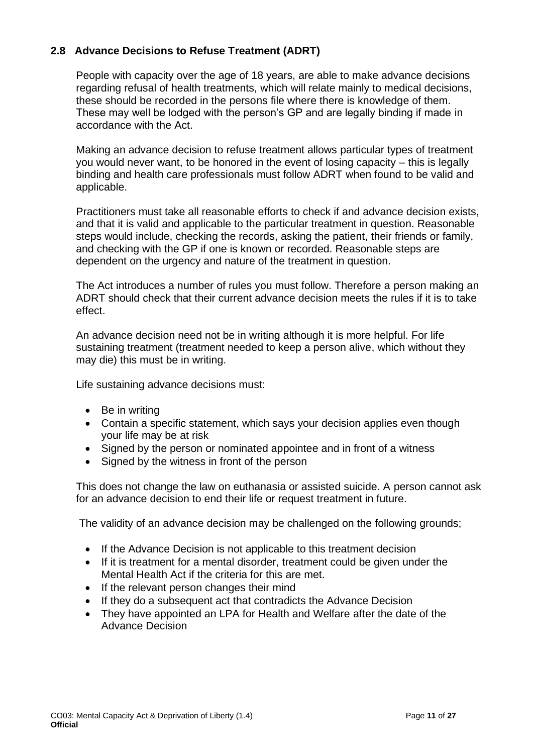## 2.8 Advance Decisions to Refuse Treatment (ADRT)

People with capacity over the age of 18 years, are able to make advance decisions regarding refusal of health treatments, which will relate mainly to medical decisions, these should be recorded in the persons file where there is knowledge of them. These may well be lodged with the person's GP and are legally binding if made in accordance with the Act.

Making an advance decision to refuse treatment allows particular types of treatment you would never want, to be honored in the event of losing capacity – this is legally binding and health care professionals must follow ADRT when found to be valid and applicable.

Practitioners must take all reasonable efforts to check if and advance decision exists, and that it is valid and applicable to the particular treatment in question. Reasonable steps would include, checking the records, asking the patient, their friends or family, and checking with the GP if one is known or recorded. Reasonable steps are dependent on the urgency and nature of the treatment in question.

The Act introduces a number of rules you must follow. Therefore a person making an ADRT should check that their current advance decision meets the rules if it is to take effect.

An advance decision need not be in writing although it is more helpful. For life sustaining treatment (treatment needed to keep a person alive, which without they may die) this must be in writing.

Life sustaining advance decisions must:

- Be in writing
- Contain a specific statement, which says your decision applies even though your life may be at risk
- Signed by the person or nominated appointee and in front of a witness
- Signed by the witness in front of the person

This does not change the law on euthanasia or assisted suicide. A person cannot ask for an advance decision to end their life or request treatment in future.

The validity of an advance decision may be challenged on the following grounds;

- If the Advance Decision is not applicable to this treatment decision
- If it is treatment for a mental disorder, treatment could be given under the Mental Health Act if the criteria for this are met.
- If the relevant person changes their mind
- If they do a subsequent act that contradicts the Advance Decision
- They have appointed an LPA for Health and Welfare after the date of the Advance Decision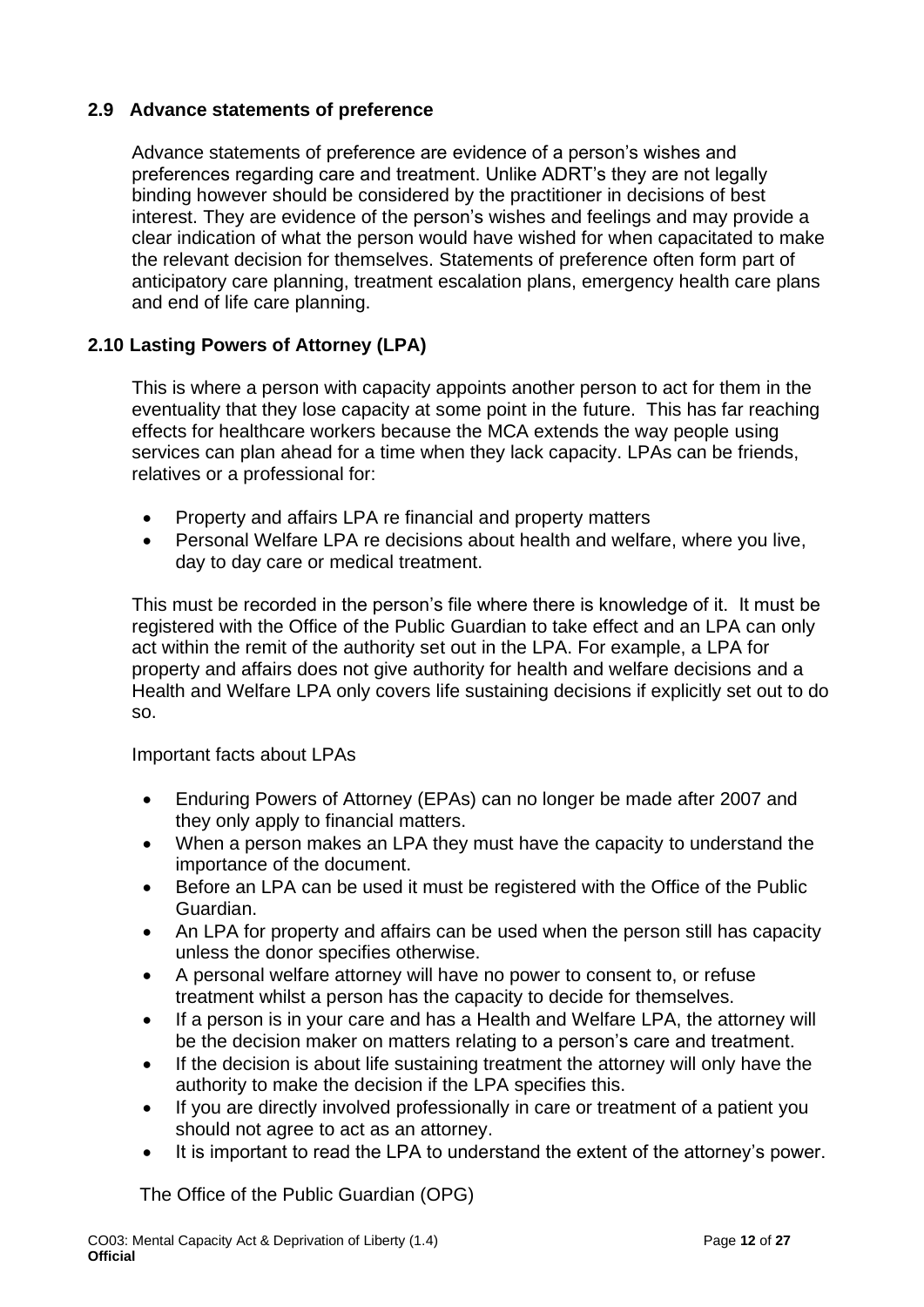## 2.9 Advance statements of preference

Advance statements of preference are evidence of a person's wishes and preferences regarding care and treatment. Unlike ADRT's they are not legally binding however should be considered by the practitioner in decisions of best interest. They are evidence of the person's wishes and feelings and may provide a clear indication of what the person would have wished for when capacitated to make the relevant decision for themselves. Statements of preference often form part of anticipatory care planning, treatment escalation plans, emergency health care plans and end of life care planning.

## 2.10 Lasting Powers of Attorney (LPA)

This is where a person with capacity appoints another person to act for them in the eventuality that they lose capacity at some point in the future. This has far reaching effects for healthcare workers because the MCA extends the way people using services can plan ahead for a time when they lack capacity. LPAs can be friends, relatives or a professional for:

- Property and affairs LPA re financial and property matters
- Personal Welfare LPA re decisions about health and welfare, where you live, day to day care or medical treatment.

This must be recorded in the person's file where there is knowledge of it. It must be registered with the Office of the Public Guardian to take effect and an LPA can only act within the remit of the authority set out in the LPA. For example, a LPA for property and affairs does not give authority for health and welfare decisions and a Health and Welfare LPA only covers life sustaining decisions if explicitly set out to do so.

Important facts about LPAs

- Enduring Powers of Attorney (EPAs) can no longer be made after 2007 and they only apply to financial matters.
- When a person makes an LPA they must have the capacity to understand the importance of the document.
- Before an LPA can be used it must be registered with the Office of the Public Guardian.
- An LPA for property and affairs can be used when the person still has capacity unless the donor specifies otherwise.
- A personal welfare attorney will have no power to consent to, or refuse treatment whilst a person has the capacity to decide for themselves.
- If a person is in your care and has a Health and Welfare LPA, the attorney will be the decision maker on matters relating to a person's care and treatment.
- If the decision is about life sustaining treatment the attorney will only have the authority to make the decision if the LPA specifies this.
- If you are directly involved professionally in care or treatment of a patient you should not agree to act as an attorney.
- It is important to read the LPA to understand the extent of the attorney's power.

The Office of the Public Guardian (OPG)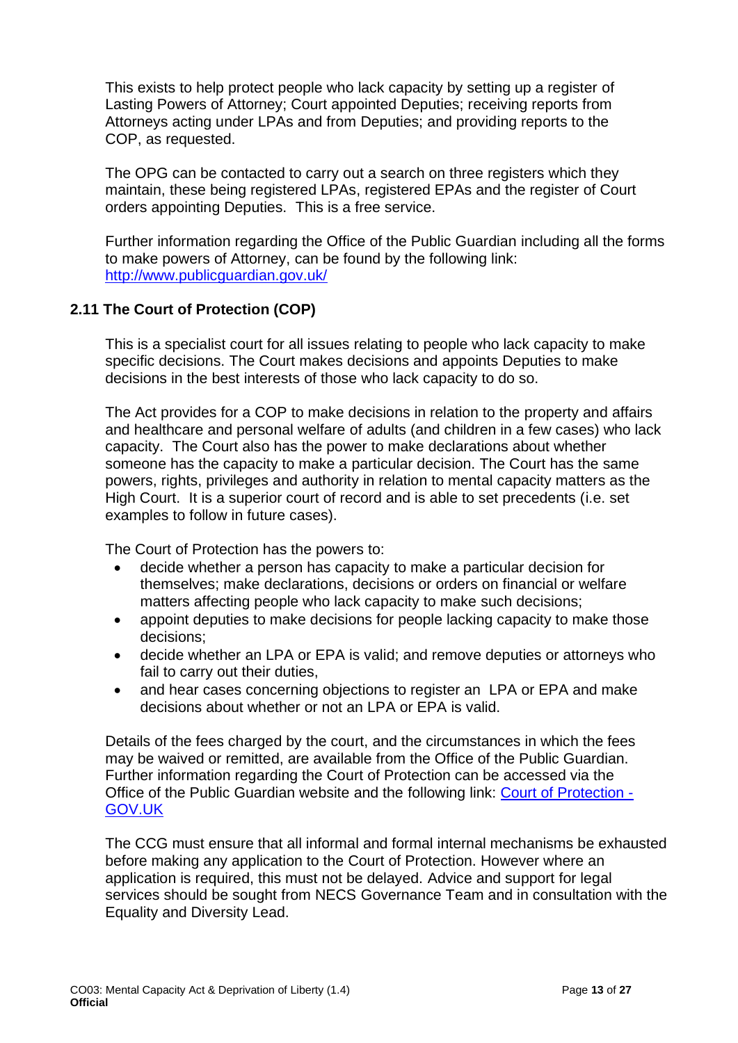This exists to help protect people who lack capacity by setting up a register of Lasting Powers of Attorney; Court appointed Deputies; receiving reports from Attorneys acting under LPAs and from Deputies; and providing reports to the COP, as requested.

The OPG can be contacted to carry out a search on three registers which they maintain, these being registered LPAs, registered EPAs and the register of Court orders appointing Deputies. This is a free service.

Further information regarding the Office of the Public Guardian including all the forms to make powers of Attorney, can be found by the following link: [http://www.publicguardian.gov.uk/](http://www.publicguardian.gov.uk/)

### 2.11 The Court of Protection (COP)

This is a specialist court for all issues relating to people who lack capacity to make specific decisions. The Court makes decisions and appoints Deputies to make decisions in the best interests of those who lack capacity to do so.

The Act provides for a COP to make decisions in relation to the property and affairs and healthcare and personal welfare of adults (and children in a few cases) who lack capacity. The Court also has the power to make declarations about whether someone has the capacity to make a particular decision. The Court has the same powers, rights, privileges and authority in relation to mental capacity matters as the High Court. It is a superior court of record and is able to set precedents (i.e. set examples to follow in future cases).

The Court of Protection has the powers to:

- decide whether a person has capacity to make a particular decision for themselves; make declarations, decisions or orders on financial or welfare matters affecting people who lack capacity to make such decisions;
- appoint deputies to make decisions for people lacking capacity to make those decisions;
- decide whether an LPA or EPA is valid; and remove deputies or attorneys who fail to carry out their duties,
- and hear cases concerning objections to register an LPA or EPA and make decisions about whether or not an LPA or EPA is valid.

Details of the fees charged by the court, and the circumstances in which the fees may be waived or remitted, are available from the Office of the Public Guardian. Further information regarding the Court of Protection can be accessed via the Office of the Public Guardian website and the following link: [Court of Protection - GOV.UK]()

The CCG must ensure that all informal and formal internal mechanisms be exhausted before making any application to the Court of Protection. However where an application is required, this must not be delayed. Advice and support for legal services should be sought from NECS Governance Team and in consultation with the Equality and Diversity Lead.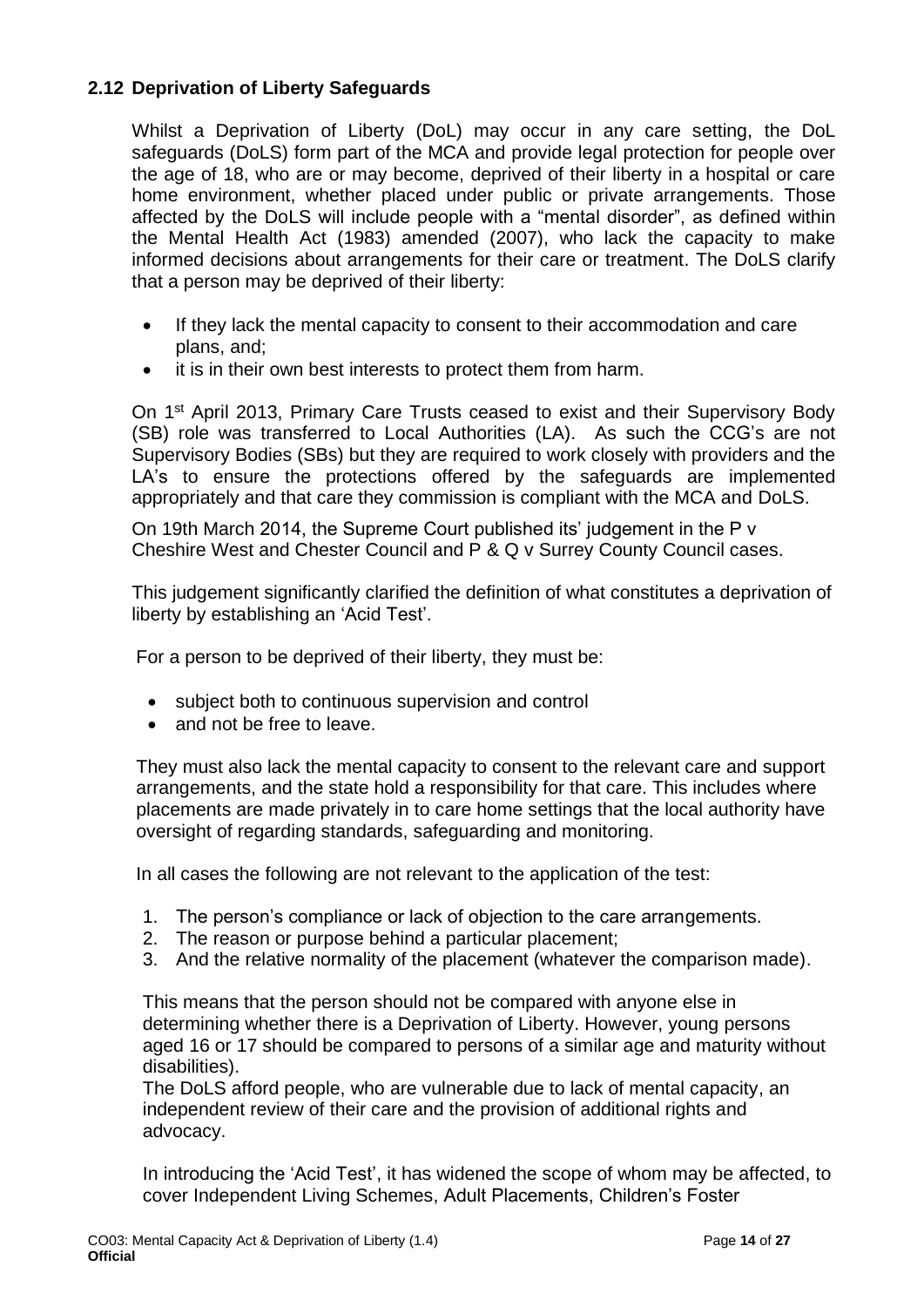### 2.12 Deprivation of Liberty Safeguards

Whilst a Deprivation of Liberty (DoL) may occur in any care setting, the DoL safeguards (DoLS) form part of the MCA and provide legal protection for people over the age of 18, who are or may become, deprived of their liberty in a hospital or care home environment, whether placed under public or private arrangements. Those affected by the DoLS will include people with a "mental disorder", as defined within the Mental Health Act (1983) amended (2007), who lack the capacity to make informed decisions about arrangements for their care or treatment. The DoLS clarify that a person may be deprived of their liberty:

- If they lack the mental capacity to consent to their accommodation and care plans, and;
- it is in their own best interests to protect them from harm.

On 1st April 2013, Primary Care Trusts ceased to exist and their Supervisory Body (SB) role was transferred to Local Authorities (LA). As such the CCG's are not Supervisory Bodies (SBs) but they are required to work closely with providers and the LA's to ensure the protections offered by the safeguards are implemented appropriately and that care they commission is compliant with the MCA and DoLS.

On 19th March 2014, the Supreme Court published its' judgement in the P v Cheshire West and Chester Council and P & Q v Surrey County Council cases.

This judgement significantly clarified the definition of what constitutes a deprivation of liberty by establishing an 'Acid Test'.

For a person to be deprived of their liberty, they must be:

- subject both to continuous supervision and control
- and not be free to leave.

They must also lack the mental capacity to consent to the relevant care and support arrangements, and the state hold a responsibility for that care. This includes where placements are made privately in to care home settings that the local authority have oversight of regarding standards, safeguarding and monitoring.

In all cases the following are not relevant to the application of the test:

1. The person's compliance or lack of objection to the care arrangements.
2. The reason or purpose behind a particular placement;
3. And the relative normality of the placement (whatever the comparison made).

This means that the person should not be compared with anyone else in determining whether there is a Deprivation of Liberty. However, young persons aged 16 or 17 should be compared to persons of a similar age and maturity without disabilities).
The DoLS afford people, who are vulnerable due to lack of mental capacity, an independent review of their care and the provision of additional rights and advocacy.

In introducing the 'Acid Test', it has widened the scope of whom may be affected, to cover Independent Living Schemes, Adult Placements, Children's Foster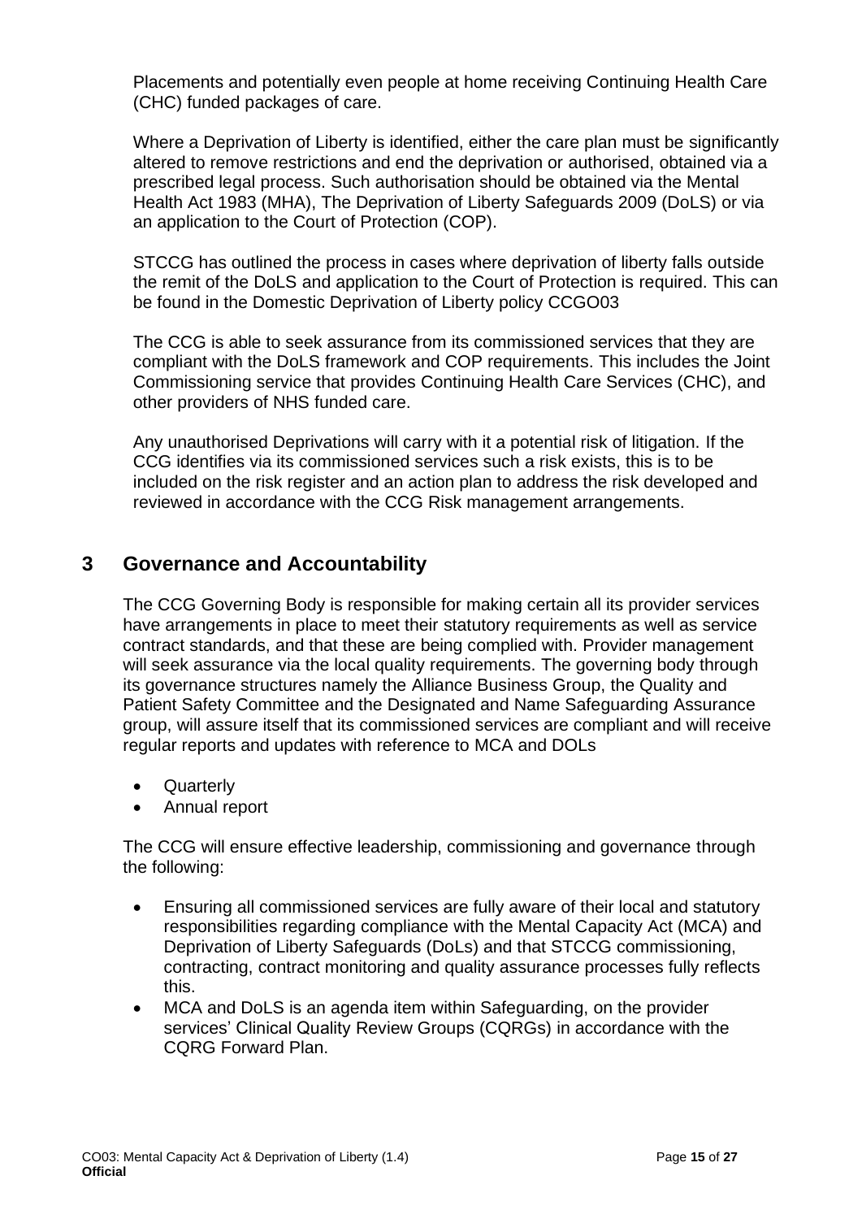Placements and potentially even people at home receiving Continuing Health Care (CHC) funded packages of care.

Where a Deprivation of Liberty is identified, either the care plan must be significantly altered to remove restrictions and end the deprivation or authorised, obtained via a prescribed legal process. Such authorisation should be obtained via the Mental Health Act 1983 (MHA), The Deprivation of Liberty Safeguards 2009 (DoLS) or via an application to the Court of Protection (COP).

STCCG has outlined the process in cases where deprivation of liberty falls outside the remit of the DoLS and application to the Court of Protection is required. This can be found in the Domestic Deprivation of Liberty policy CCGO03

The CCG is able to seek assurance from its commissioned services that they are compliant with the DoLS framework and COP requirements. This includes the Joint Commissioning service that provides Continuing Health Care Services (CHC), and other providers of NHS funded care.

Any unauthorised Deprivations will carry with it a potential risk of litigation. If the CCG identifies via its commissioned services such a risk exists, this is to be included on the risk register and an action plan to address the risk developed and reviewed in accordance with the CCG Risk management arrangements.

## 3 Governance and Accountability

The CCG Governing Body is responsible for making certain all its provider services have arrangements in place to meet their statutory requirements as well as service contract standards, and that these are being complied with. Provider management will seek assurance via the local quality requirements. The governing body through its governance structures namely the Alliance Business Group, the Quality and Patient Safety Committee and the Designated and Name Safeguarding Assurance group, will assure itself that its commissioned services are compliant and will receive regular reports and updates with reference to MCA and DOLs

- Quarterly
- Annual report

The CCG will ensure effective leadership, commissioning and governance through the following:

- Ensuring all commissioned services are fully aware of their local and statutory responsibilities regarding compliance with the Mental Capacity Act (MCA) and Deprivation of Liberty Safeguards (DoLs) and that STCCG commissioning, contracting, contract monitoring and quality assurance processes fully reflects this.
- MCA and DoLS is an agenda item within Safeguarding, on the provider services' Clinical Quality Review Groups (CQRGs) in accordance with the CQRG Forward Plan.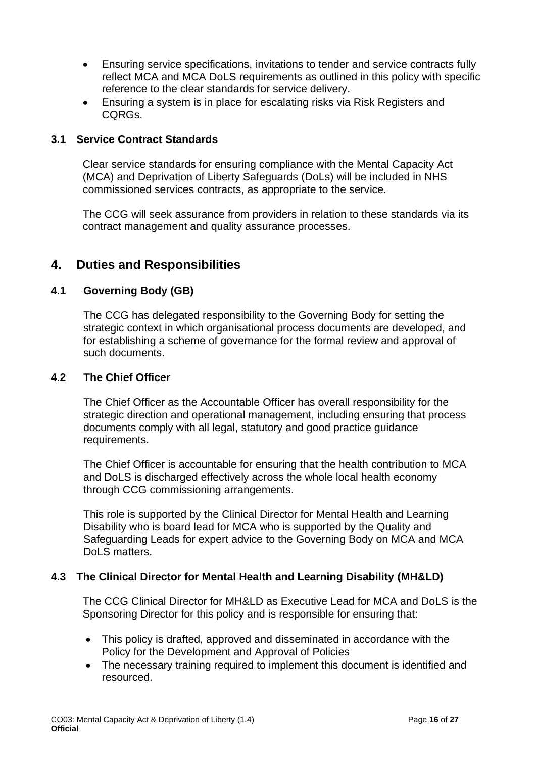- Ensuring service specifications, invitations to tender and service contracts fully reflect MCA and MCA DoLS requirements as outlined in this policy with specific reference to the clear standards for service delivery.
- Ensuring a system is in place for escalating risks via Risk Registers and CQRGs.

### 3.1 Service Contract Standards

Clear service standards for ensuring compliance with the Mental Capacity Act (MCA) and Deprivation of Liberty Safeguards (DoLs) will be included in NHS commissioned services contracts, as appropriate to the service.

The CCG will seek assurance from providers in relation to these standards via its contract management and quality assurance processes.

## 4. Duties and Responsibilities

### 4.1 Governing Body (GB)

The CCG has delegated responsibility to the Governing Body for setting the strategic context in which organisational process documents are developed, and for establishing a scheme of governance for the formal review and approval of such documents.

### 4.2 The Chief Officer

The Chief Officer as the Accountable Officer has overall responsibility for the strategic direction and operational management, including ensuring that process documents comply with all legal, statutory and good practice guidance requirements.

The Chief Officer is accountable for ensuring that the health contribution to MCA and DoLS is discharged effectively across the whole local health economy through CCG commissioning arrangements.

This role is supported by the Clinical Director for Mental Health and Learning Disability who is board lead for MCA who is supported by the Quality and Safeguarding Leads for expert advice to the Governing Body on MCA and MCA DoLS matters.

### 4.3 The Clinical Director for Mental Health and Learning Disability (MH&LD)

The CCG Clinical Director for MH&LD as Executive Lead for MCA and DoLS is the Sponsoring Director for this policy and is responsible for ensuring that:

- This policy is drafted, approved and disseminated in accordance with the Policy for the Development and Approval of Policies
- The necessary training required to implement this document is identified and resourced.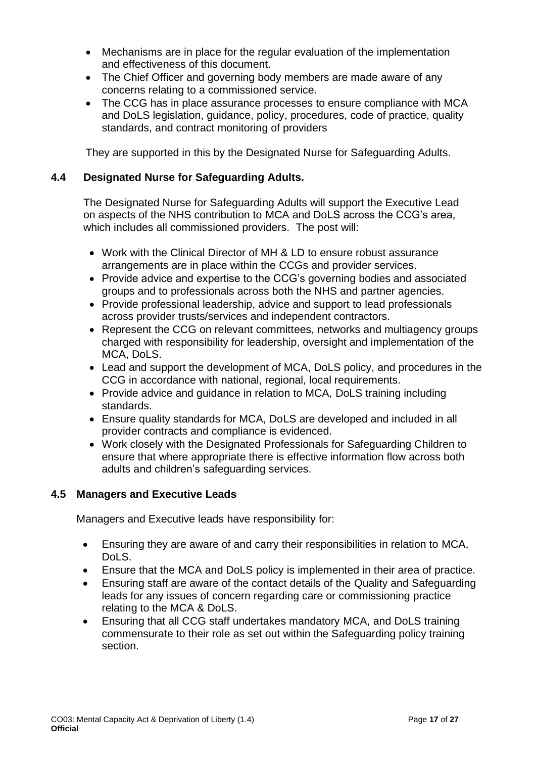- Mechanisms are in place for the regular evaluation of the implementation and effectiveness of this document.
- The Chief Officer and governing body members are made aware of any concerns relating to a commissioned service.
- The CCG has in place assurance processes to ensure compliance with MCA and DoLS legislation, guidance, policy, procedures, code of practice, quality standards, and contract monitoring of providers

They are supported in this by the Designated Nurse for Safeguarding Adults.

### 4.4 Designated Nurse for Safeguarding Adults.

The Designated Nurse for Safeguarding Adults will support the Executive Lead on aspects of the NHS contribution to MCA and DoLS across the CCG's area, which includes all commissioned providers. The post will:

- Work with the Clinical Director of MH & LD to ensure robust assurance arrangements are in place within the CCGs and provider services.
- Provide advice and expertise to the CCG's governing bodies and associated groups and to professionals across both the NHS and partner agencies.
- Provide professional leadership, advice and support to lead professionals across provider trusts/services and independent contractors.
- Represent the CCG on relevant committees, networks and multiagency groups charged with responsibility for leadership, oversight and implementation of the MCA, DoLS.
- Lead and support the development of MCA, DoLS policy, and procedures in the CCG in accordance with national, regional, local requirements.
- Provide advice and guidance in relation to MCA, DoLS training including standards.
- Ensure quality standards for MCA, DoLS are developed and included in all provider contracts and compliance is evidenced.
- Work closely with the Designated Professionals for Safeguarding Children to ensure that where appropriate there is effective information flow across both adults and children's safeguarding services.

### 4.5 Managers and Executive Leads

Managers and Executive leads have responsibility for:

- Ensuring they are aware of and carry their responsibilities in relation to MCA, DoLS.
- Ensure that the MCA and DoLS policy is implemented in their area of practice.
- Ensuring staff are aware of the contact details of the Quality and Safeguarding leads for any issues of concern regarding care or commissioning practice relating to the MCA & DoLS.
- Ensuring that all CCG staff undertakes mandatory MCA, and DoLS training commensurate to their role as set out within the Safeguarding policy training section.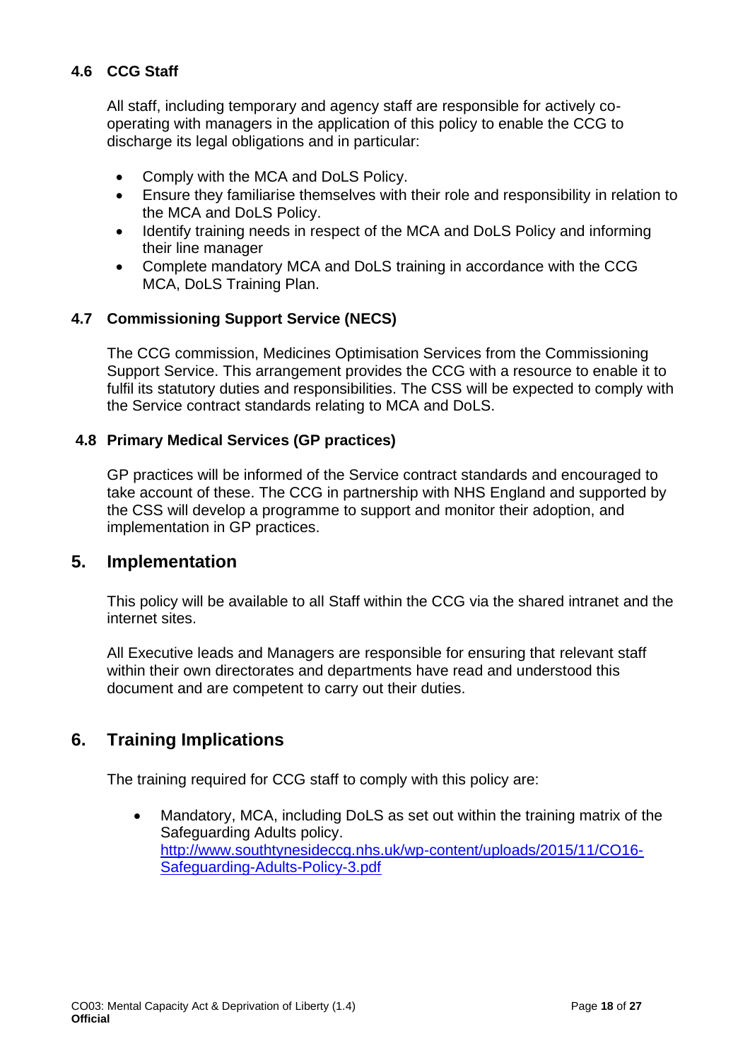### 4.6 CCG Staff

All staff, including temporary and agency staff are responsible for actively co-operating with managers in the application of this policy to enable the CCG to discharge its legal obligations and in particular:

- Comply with the MCA and DoLS Policy.
- Ensure they familiarise themselves with their role and responsibility in relation to the MCA and DoLS Policy.
- Identify training needs in respect of the MCA and DoLS Policy and informing their line manager
- Complete mandatory MCA and DoLS training in accordance with the CCG MCA, DoLS Training Plan.

### 4.7 Commissioning Support Service (NECS)

The CCG commission, Medicines Optimisation Services from the Commissioning Support Service. This arrangement provides the CCG with a resource to enable it to fulfil its statutory duties and responsibilities. The CSS will be expected to comply with the Service contract standards relating to MCA and DoLS.

### 4.8 Primary Medical Services (GP practices)

GP practices will be informed of the Service contract standards and encouraged to take account of these. The CCG in partnership with NHS England and supported by the CSS will develop a programme to support and monitor their adoption, and implementation in GP practices.

## 5. Implementation

This policy will be available to all Staff within the CCG via the shared intranet and the internet sites.

All Executive leads and Managers are responsible for ensuring that relevant staff within their own directorates and departments have read and understood this document and are competent to carry out their duties.

## 6. Training Implications

The training required for CCG staff to comply with this policy are:

- Mandatory, MCA, including DoLS as set out within the training matrix of the Safeguarding Adults policy. [http://www.southtynesideccg.nhs.uk/wp-content/uploads/2015/11/CO16-Safeguarding-Adults-Policy-3.pdf](http://www.southtynesideccg.nhs.uk/wp-content/uploads/2015/11/CO16-Safeguarding-Adults-Policy-3.pdf)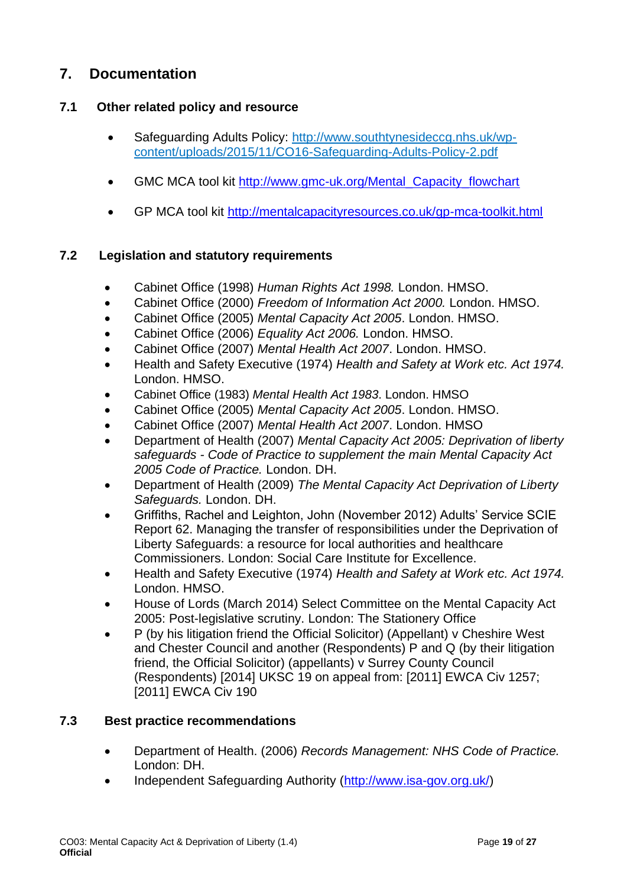## 7. Documentation

### 7.1 Other related policy and resource

- Safeguarding Adults Policy: http://www.southtynesideccg.nhs.uk/wp-content/uploads/2015/11/CO16-Safeguarding-Adults-Policy-2.pdf
- GMC MCA tool kit http://www.gmc-uk.org/Mental_Capacity_flowchart
- GP MCA tool kit http://mentalcapacityresources.co.uk/gp-mca-toolkit.html

### 7.2 Legislation and statutory requirements

- Cabinet Office (1998) *Human Rights Act 1998.* London. HMSO.
- Cabinet Office (2000) *Freedom of Information Act 2000.* London. HMSO.
- Cabinet Office (2005) *Mental Capacity Act 2005*. London. HMSO.
- Cabinet Office (2006) *Equality Act 2006.* London. HMSO.
- Cabinet Office (2007) *Mental Health Act 2007*. London. HMSO.
- Health and Safety Executive (1974) *Health and Safety at Work etc. Act 1974.* London. HMSO.
- Cabinet Office (1983) *Mental Health Act 1983*. London. HMSO
- Cabinet Office (2005) *Mental Capacity Act 2005*. London. HMSO.
- Cabinet Office (2007) *Mental Health Act 2007*. London. HMSO
- Department of Health (2007) *Mental Capacity Act 2005: Deprivation of liberty safeguards - Code of Practice to supplement the main Mental Capacity Act 2005 Code of Practice.* London. DH.
- Department of Health (2009) *The Mental Capacity Act Deprivation of Liberty Safeguards.* London. DH.
- Griffiths, Rachel and Leighton, John (November 2012) Adults' Service SCIE Report 62. Managing the transfer of responsibilities under the Deprivation of Liberty Safeguards: a resource for local authorities and healthcare Commissioners. London: Social Care Institute for Excellence.
- Health and Safety Executive (1974) *Health and Safety at Work etc. Act 1974.* London. HMSO.
- House of Lords (March 2014) Select Committee on the Mental Capacity Act 2005: Post-legislative scrutiny. London: The Stationery Office
- P (by his litigation friend the Official Solicitor) (Appellant) v Cheshire West and Chester Council and another (Respondents) P and Q (by their litigation friend, the Official Solicitor) (appellants) v Surrey County Council (Respondents) [2014] UKSC 19 on appeal from: [2011] EWCA Civ 1257; [2011] EWCA Civ 190

### 7.3 Best practice recommendations

- Department of Health. (2006) *Records Management: NHS Code of Practice.* London: DH.
- Independent Safeguarding Authority (http://www.isa-gov.org.uk/)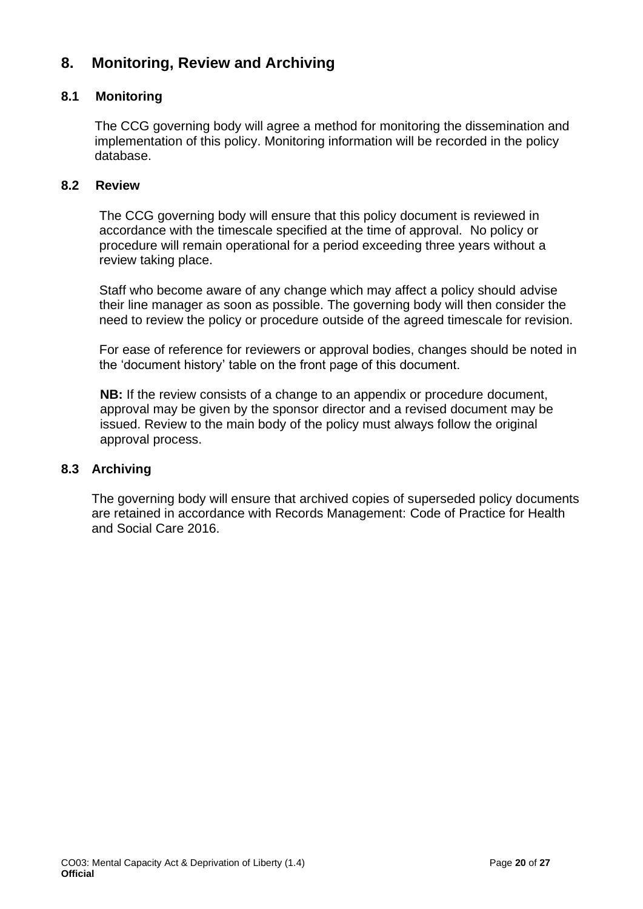## 8. Monitoring, Review and Archiving

### 8.1 Monitoring

The CCG governing body will agree a method for monitoring the dissemination and implementation of this policy. Monitoring information will be recorded in the policy database.

### 8.2 Review

The CCG governing body will ensure that this policy document is reviewed in accordance with the timescale specified at the time of approval. No policy or procedure will remain operational for a period exceeding three years without a review taking place.

Staff who become aware of any change which may affect a policy should advise their line manager as soon as possible. The governing body will then consider the need to review the policy or procedure outside of the agreed timescale for revision.

For ease of reference for reviewers or approval bodies, changes should be noted in the 'document history' table on the front page of this document.

**NB:** If the review consists of a change to an appendix or procedure document, approval may be given by the sponsor director and a revised document may be issued. Review to the main body of the policy must always follow the original approval process.

### 8.3 Archiving

The governing body will ensure that archived copies of superseded policy documents are retained in accordance with Records Management: Code of Practice for Health and Social Care 2016.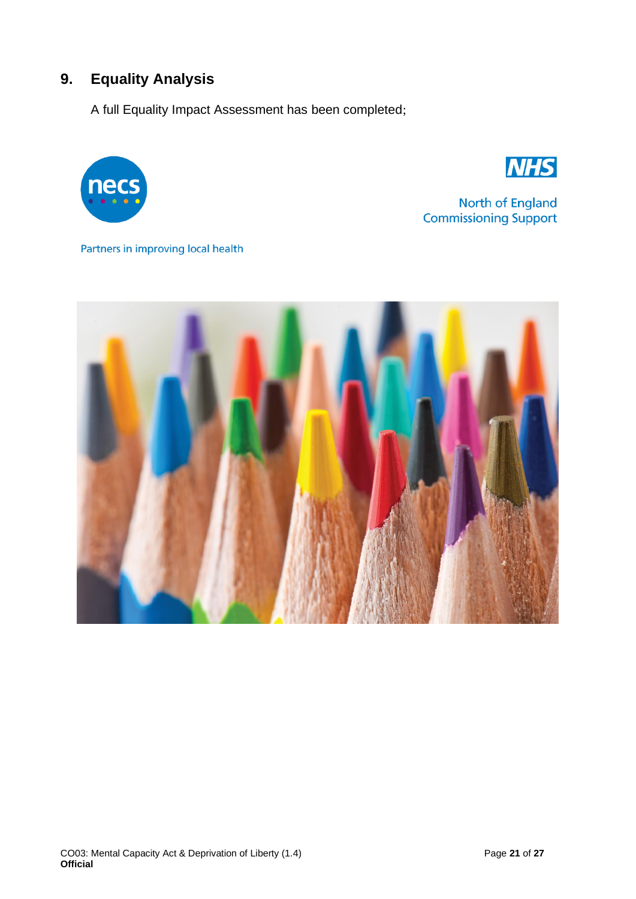## 9. Equality Analysis

A full Equality Impact Assessment has been completed;

necs

NHS

North of England Commissioning Support

Partners in improving local health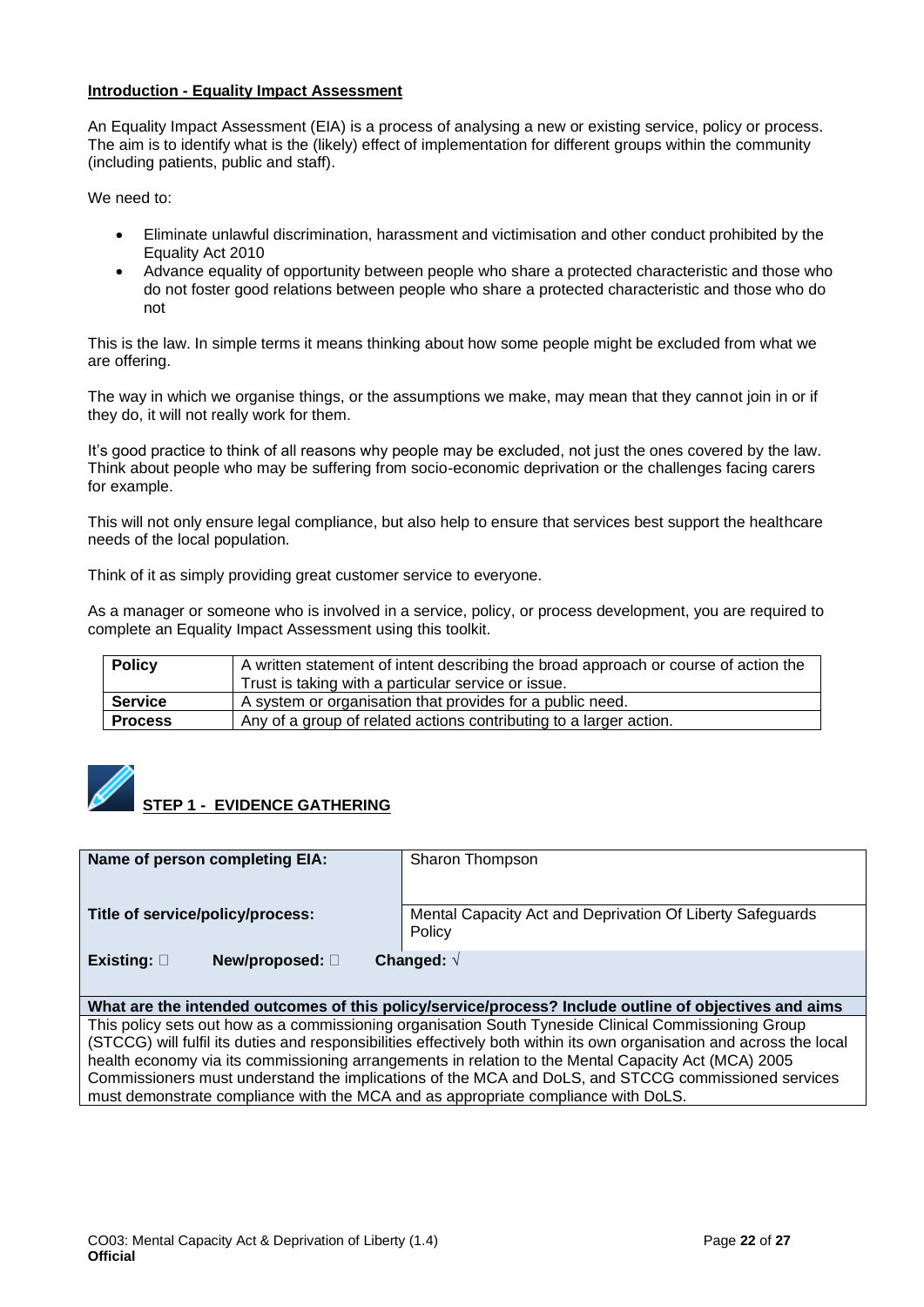**Introduction - Equality Impact Assessment**

An Equality Impact Assessment (EIA) is a process of analysing a new or existing service, policy or process. The aim is to identify what is the (likely) effect of implementation for different groups within the community (including patients, public and staff).

We need to:

- Eliminate unlawful discrimination, harassment and victimisation and other conduct prohibited by the Equality Act 2010
- Advance equality of opportunity between people who share a protected characteristic and those who do not foster good relations between people who share a protected characteristic and those who do not

This is the law. In simple terms it means thinking about how some people might be excluded from what we are offering.

The way in which we organise things, or the assumptions we make, may mean that they cannot join in or if they do, it will not really work for them.

It's good practice to think of all reasons why people may be excluded, not just the ones covered by the law. Think about people who may be suffering from socio-economic deprivation or the challenges facing carers for example.

This will not only ensure legal compliance, but also help to ensure that services best support the healthcare needs of the local population.

Think of it as simply providing great customer service to everyone.

As a manager or someone who is involved in a service, policy, or process development, you are required to complete an Equality Impact Assessment using this toolkit.

| | |
|---|---|
| **Policy** | A written statement of intent describing the broad approach or course of action the Trust is taking with a particular service or issue. |
| **Service** | A system or organisation that provides for a public need. |
| **Process** | Any of a group of related actions contributing to a larger action. |

## STEP 1 - EVIDENCE GATHERING

| | |
|---|---|
| **Name of person completing EIA:** | Sharon Thompson |
| **Title of service/policy/process:** | Mental Capacity Act and Deprivation Of Liberty Safeguards Policy |
| **Existing:** ☐ **New/proposed:** ☐ **Changed:** √ | |
| **What are the intended outcomes of this policy/service/process? Include outline of objectives and aims** | |
| This policy sets out how as a commissioning organisation South Tyneside Clinical Commissioning Group (STCCG) will fulfil its duties and responsibilities effectively both within its own organisation and across the local health economy via its commissioning arrangements in relation to the Mental Capacity Act (MCA) 2005 Commissioners must understand the implications of the MCA and DoLS, and STCCG commissioned services must demonstrate compliance with the MCA and as appropriate compliance with DoLS. | |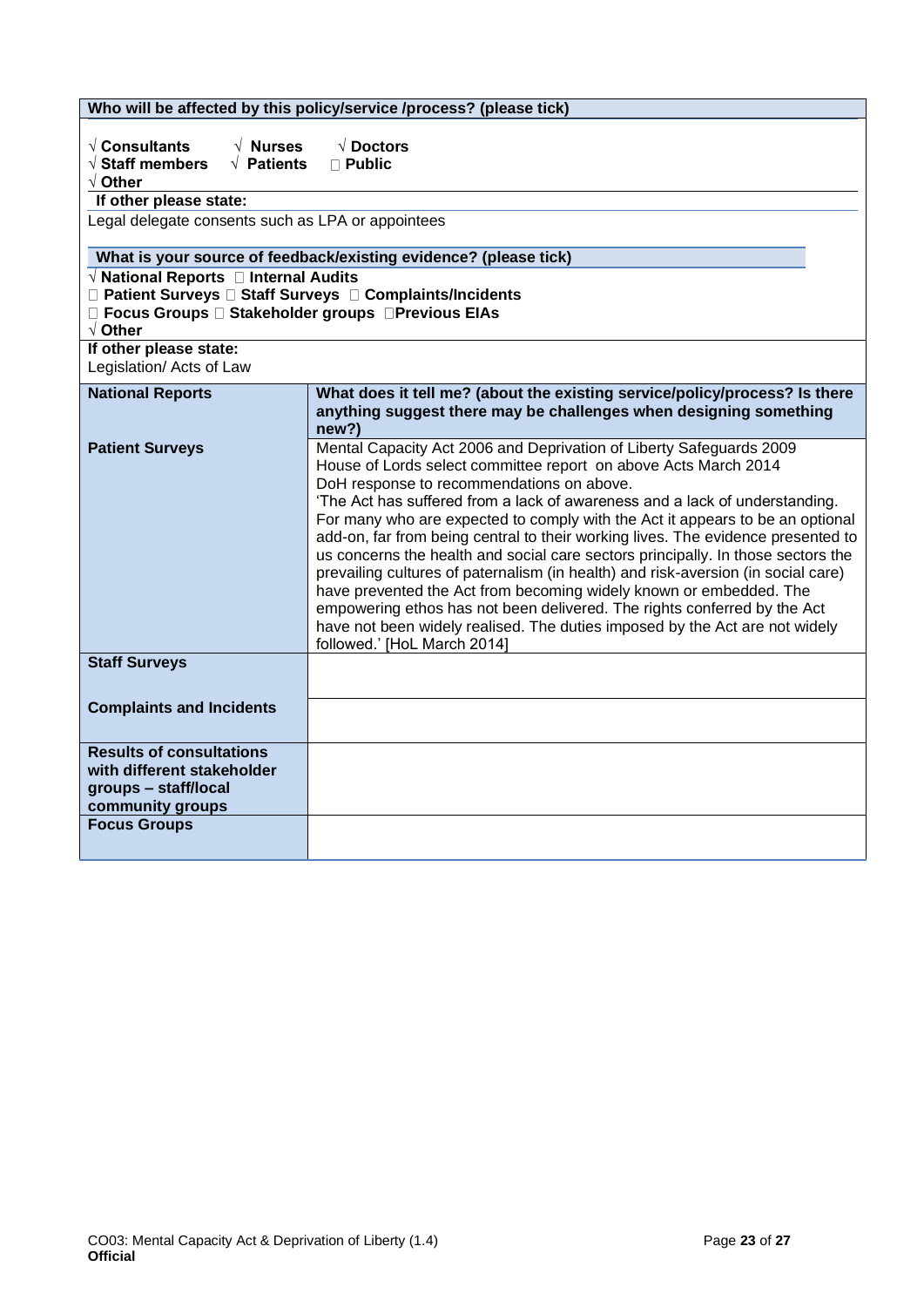**Who will be affected by this policy/service /process? (please tick)**

√ **Consultants** √ **Nurses** √ **Doctors**
√ **Staff members** √ **Patients** □ **Public**
√ **Other**

**If other please state:**

Legal delegate consents such as LPA or appointees

**What is your source of feedback/existing evidence? (please tick)**

√ **National Reports** □ **Internal Audits**
□ **Patient Surveys** □ **Staff Surveys** □ **Complaints/Incidents**
□ **Focus Groups** □ **Stakeholder groups** □ **Previous EIAs**
√ **Other**

**If other please state:**

Legislation/ Acts of Law

| **National Reports** | **What does it tell me? (about the existing service/policy/process? Is there anything suggest there may be challenges when designing something new?)** |
|---|---|
| **Patient Surveys** | Mental Capacity Act 2006 and Deprivation of Liberty Safeguards 2009<br>House of Lords select committee report on above Acts March 2014<br>DoH response to recommendations on above.<br>'The Act has suffered from a lack of awareness and a lack of understanding. For many who are expected to comply with the Act it appears to be an optional add-on, far from being central to their working lives. The evidence presented to us concerns the health and social care sectors principally. In those sectors the prevailing cultures of paternalism (in health) and risk-aversion (in social care) have prevented the Act from becoming widely known or embedded. The empowering ethos has not been delivered. The rights conferred by the Act have not been widely realised. The duties imposed by the Act are not widely followed.' [HoL March 2014] |
| **Staff Surveys** | |
| **Complaints and Incidents** | |
| **Results of consultations with different stakeholder groups – staff/local community groups** | |
| **Focus Groups** | |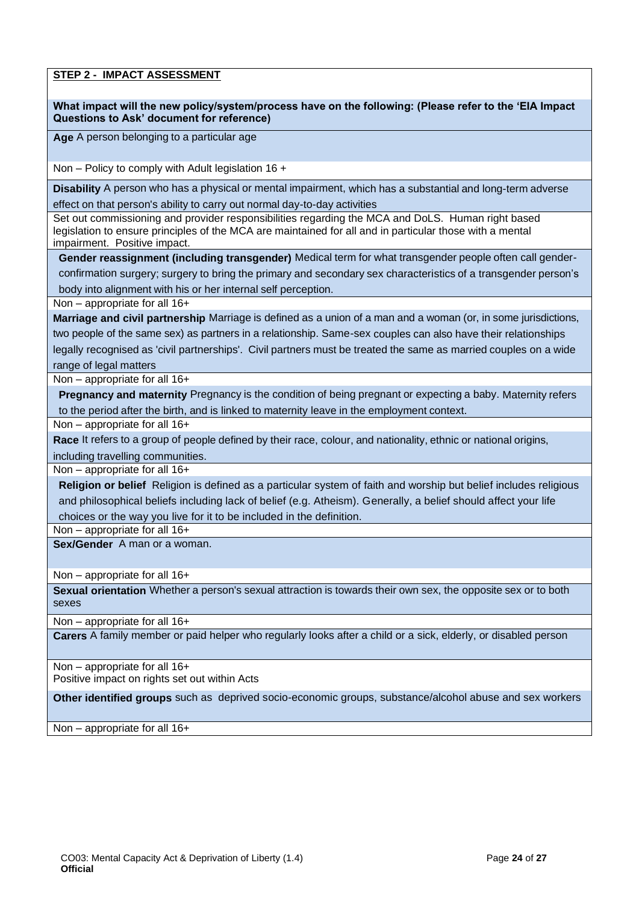**STEP 2 - IMPACT ASSESSMENT**

**What impact will the new policy/system/process have on the following: (Please refer to the 'EIA Impact Questions to Ask' document for reference)**

**Age** A person belonging to a particular age

Non – Policy to comply with Adult legislation 16 +

**Disability** A person who has a physical or mental impairment, which has a substantial and long-term adverse effect on that person's ability to carry out normal day-to-day activities

Set out commissioning and provider responsibilities regarding the MCA and DoLS. Human right based legislation to ensure principles of the MCA are maintained for all and in particular those with a mental impairment. Positive impact.

**Gender reassignment (including transgender)** Medical term for what transgender people often call gender-confirmation surgery; surgery to bring the primary and secondary sex characteristics of a transgender person's body into alignment with his or her internal self perception.

Non – appropriate for all 16+

**Marriage and civil partnership** Marriage is defined as a union of a man and a woman (or, in some jurisdictions, two people of the same sex) as partners in a relationship. Same-sex couples can also have their relationships legally recognised as 'civil partnerships'. Civil partners must be treated the same as married couples on a wide range of legal matters

Non – appropriate for all 16+

**Pregnancy and maternity** Pregnancy is the condition of being pregnant or expecting a baby. Maternity refers to the period after the birth, and is linked to maternity leave in the employment context.

Non – appropriate for all 16+

**Race** It refers to a group of people defined by their race, colour, and nationality, ethnic or national origins, including travelling communities.

Non – appropriate for all 16+

**Religion or belief** Religion is defined as a particular system of faith and worship but belief includes religious and philosophical beliefs including lack of belief (e.g. Atheism). Generally, a belief should affect your life choices or the way you live for it to be included in the definition.

Non – appropriate for all 16+

**Sex/Gender** A man or a woman.

Non – appropriate for all 16+

**Sexual orientation** Whether a person's sexual attraction is towards their own sex, the opposite sex or to both sexes

Non – appropriate for all 16+

**Carers** A family member or paid helper who regularly looks after a child or a sick, elderly, or disabled person

Non – appropriate for all 16+
Positive impact on rights set out within Acts

**Other identified groups** such as deprived socio-economic groups, substance/alcohol abuse and sex workers

Non – appropriate for all 16+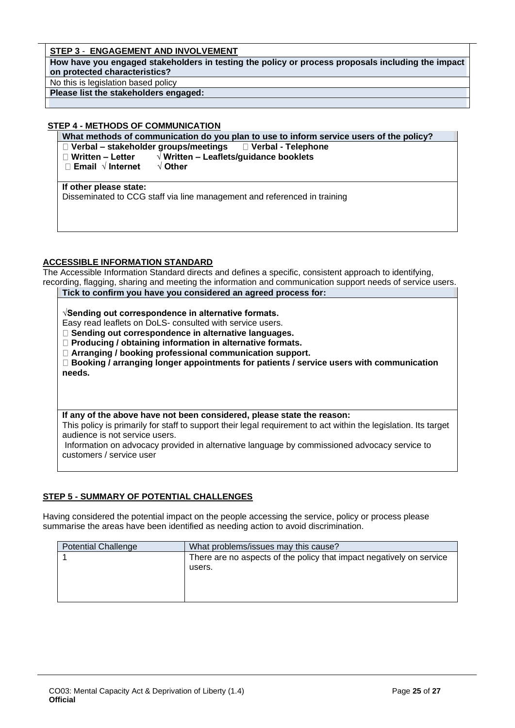**STEP 3 - ENGAGEMENT AND INVOLVEMENT**

| **How have you engaged stakeholders in testing the policy or process proposals including the impact on protected characteristics?** |
|---|
| No this is legislation based policy |
| **Please list the stakeholders engaged:** |
| |

**STEP 4 - METHODS OF COMMUNICATION**

| **What methods of communication do you plan to use to inform service users of the policy?** |
|---|
| ☐ **Verbal – stakeholder groups/meetings** ☐ **Verbal - Telephone**<br>☐ **Written – Letter** √ **Written – Leaflets/guidance booklets**<br>☐ **Email** √ **Internet** √ **Other** |
| **If other please state:**<br>Disseminated to CCG staff via line management and referenced in training |

**ACCESSIBLE INFORMATION STANDARD**

The Accessible Information Standard directs and defines a specific, consistent approach to identifying, recording, flagging, sharing and meeting the information and communication support needs of service users.

| **Tick to confirm you have you considered an agreed process for:** |
|---|
| √**Sending out correspondence in alternative formats.**<br>Easy read leaflets on DoLS- consulted with service users.<br>☐ **Sending out correspondence in alternative languages.**<br>☐ **Producing / obtaining information in alternative formats.**<br>☐ **Arranging / booking professional communication support.**<br>☐ **Booking / arranging longer appointments for patients / service users with communication needs.** |
| **If any of the above have not been considered, please state the reason:**<br>This policy is primarily for staff to support their legal requirement to act within the legislation. Its target audience is not service users.<br>Information on advocacy provided in alternative language by commissioned advocacy service to customers / service user |

**STEP 5 - SUMMARY OF POTENTIAL CHALLENGES**

Having considered the potential impact on the people accessing the service, policy or process please summarise the areas have been identified as needing action to avoid discrimination.

| Potential Challenge | What problems/issues may this cause? |
|---|---|
| 1 | There are no aspects of the policy that impact negatively on service users. |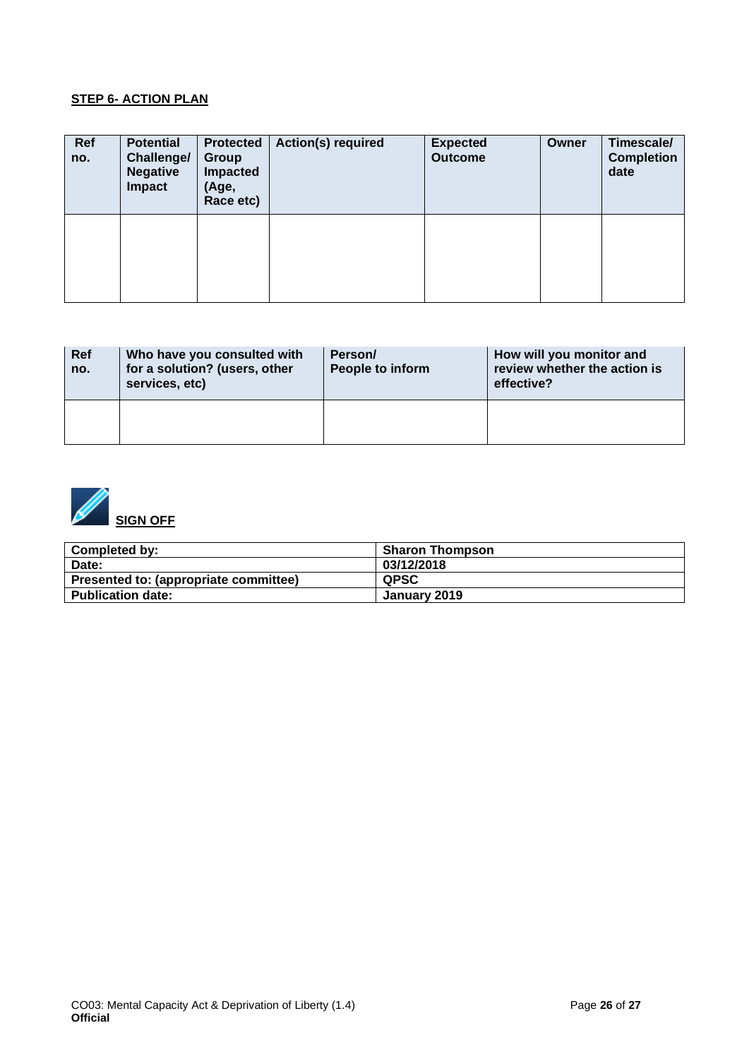**STEP 6- ACTION PLAN**

| Ref no. | Potential Challenge/ Negative Impact | Protected Group Impacted (Age, Race etc) | Action(s) required | Expected Outcome | Owner | Timescale/ Completion date |
|---|---|---|---|---|---|---|
| | | | | | | |

| Ref no. | Who have you consulted with for a solution? (users, other services, etc) | Person/ People to inform | How will you monitor and review whether the action is effective? |
|---|---|---|---|
| | | | |

**SIGN OFF**

| Completed by: | Sharon Thompson |
|---|---|
| Date: | 03/12/2018 |
| Presented to: (appropriate committee) | QPSC |
| Publication date: | January 2019 |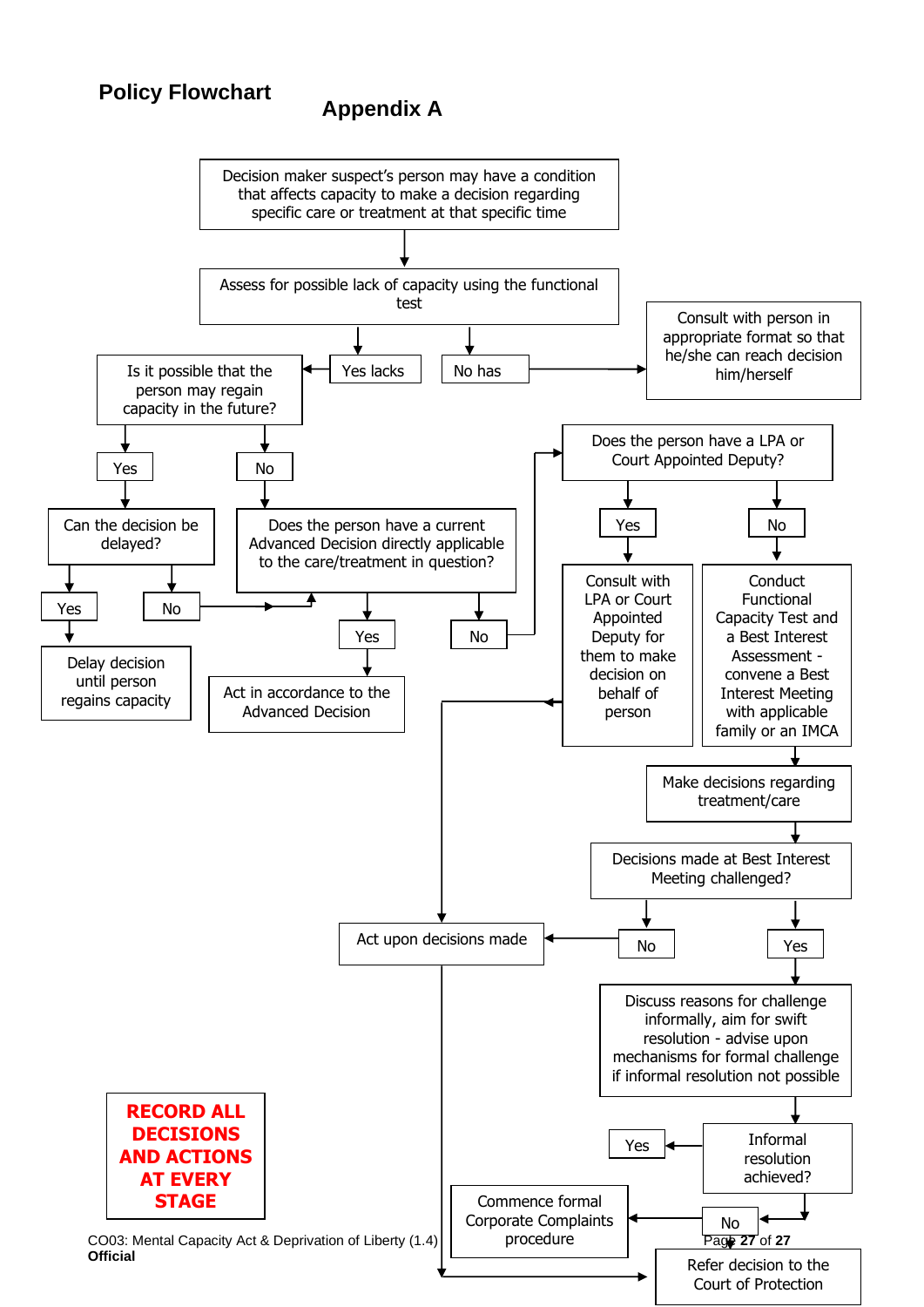**Policy Flowchart**

## Appendix A

Decision maker suspect's person may have a condition that affects capacity to make a decision regarding specific care or treatment at that specific time

Assess for possible lack of capacity using the functional test

Yes lacks

No has

Consult with person in appropriate format so that he/she can reach decision him/herself

Is it possible that the person may regain capacity in the future?

Yes

No

Can the decision be delayed?

Does the person have a current Advanced Decision directly applicable to the care/treatment in question?

Yes

No

Delay decision until person regains capacity

Yes

No

Act in accordance to the Advanced Decision

Does the person have a LPA or Court Appointed Deputy?

Yes

No

Consult with LPA or Court Appointed Deputy for them to make decision on behalf of person

Conduct Functional Capacity Test and a Best Interest Assessment - convene a Best Interest Meeting with applicable family or an IMCA

Make decisions regarding treatment/care

Decisions made at Best Interest Meeting challenged?

Act upon decisions made

No

Yes

Discuss reasons for challenge informally, aim for swift resolution - advise upon mechanisms for formal challenge if informal resolution not possible

Yes

Informal resolution achieved?

No

Commence formal Corporate Complaints procedure

Refer decision to the Court of Protection

**RECORD ALL DECISIONS AND ACTIONS AT EVERY STAGE**

CO03: Mental Capacity Act & Deprivation of Liberty (1.4)
**Official**